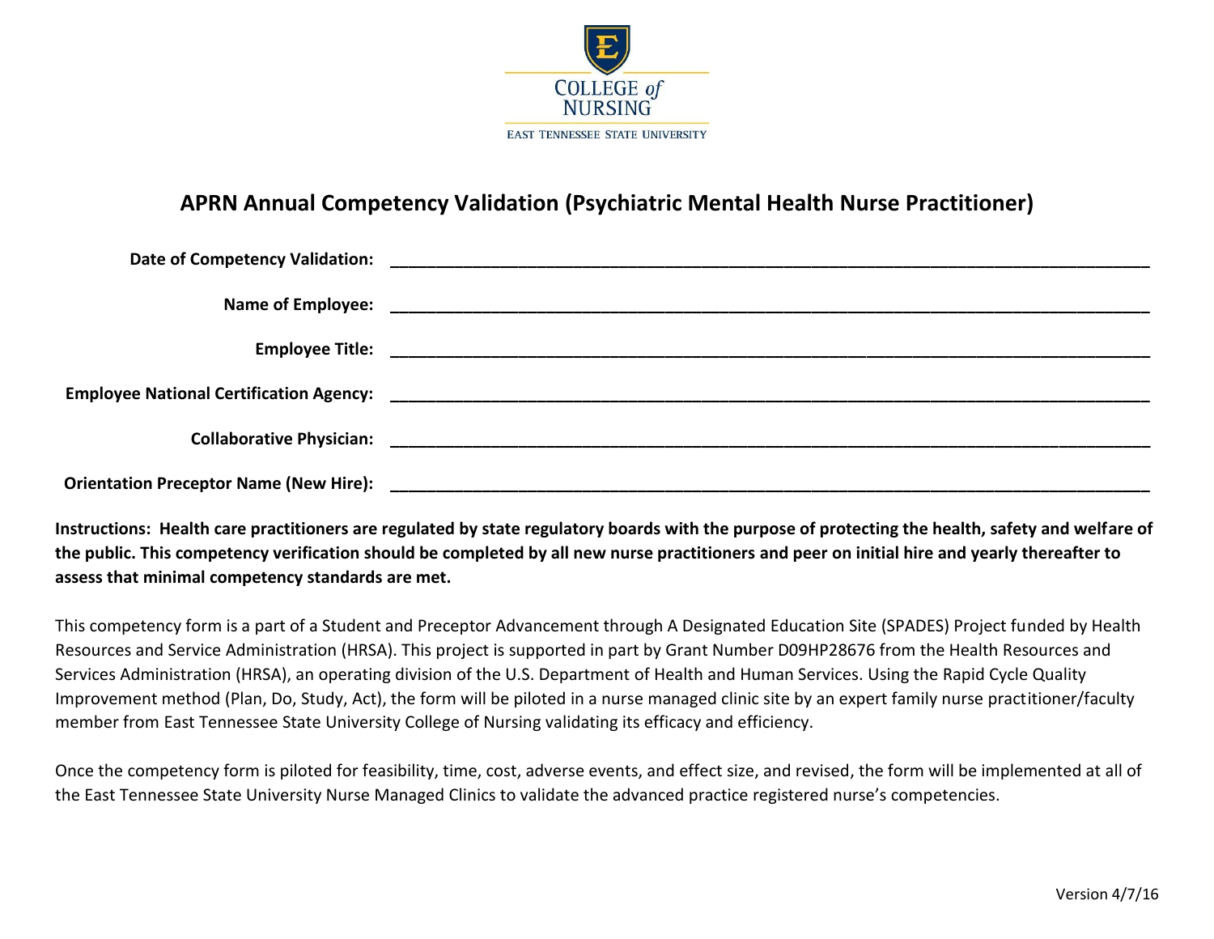COLLEGE of NURSING

EAST TENNESSEE STATE UNIVERSITY

# APRN Annual Competency Validation (Psychiatric Mental Health Nurse Practitioner)

**Date of Competency Validation:** ____________________________________________

**Name of Employee:** ____________________________________________

**Employee Title:** ____________________________________________

**Employee National Certification Agency:** ____________________________________________

**Collaborative Physician:** ____________________________________________

**Orientation Preceptor Name (New Hire):** ____________________________________________

**Instructions: Health care practitioners are regulated by state regulatory boards with the purpose of protecting the health, safety and welfare of the public. This competency verification should be completed by all new nurse practitioners and peer on initial hire and yearly thereafter to assess that minimal competency standards are met.**

This competency form is a part of a Student and Preceptor Advancement through A Designated Education Site (SPADES) Project funded by Health Resources and Service Administration (HRSA). This project is supported in part by Grant Number D09HP28676 from the Health Resources and Services Administration (HRSA), an operating division of the U.S. Department of Health and Human Services. Using the Rapid Cycle Quality Improvement method (Plan, Do, Study, Act), the form will be piloted in a nurse managed clinic site by an expert family nurse practitioner/faculty member from East Tennessee State University College of Nursing validating its efficacy and efficiency.

Once the competency form is piloted for feasibility, time, cost, adverse events, and effect size, and revised, the form will be implemented at all of the East Tennessee State University Nurse Managed Clinics to validate the advanced practice registered nurse's competencies.

Version 4/7/16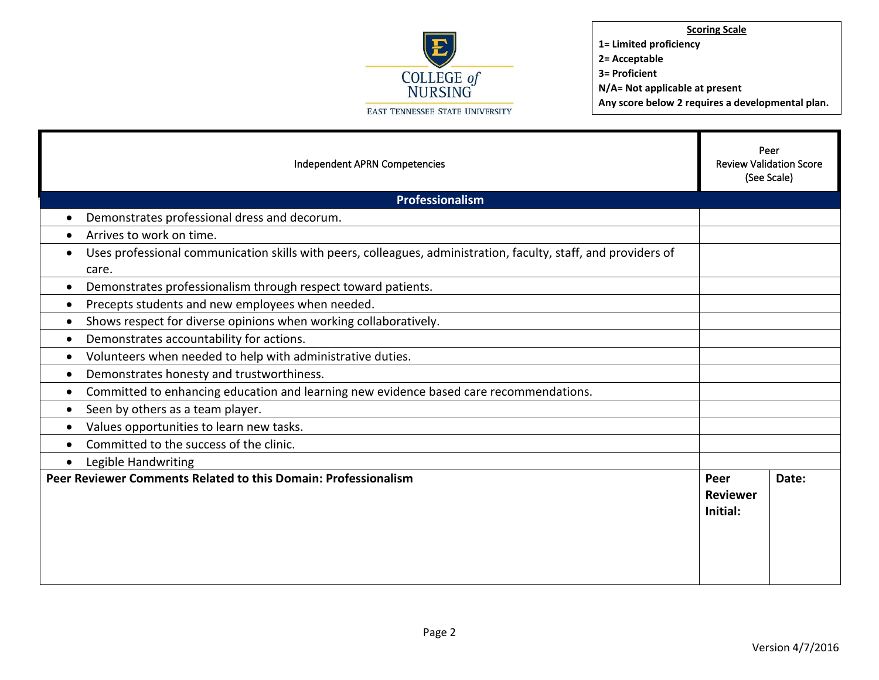**COLLEGE of NURSING**
EAST TENNESSEE STATE UNIVERSITY

| Scoring Scale |
| --- |
| 1= Limited proficiency |
| 2= Acceptable |
| 3= Proficient |
| N/A= Not applicable at present |
| Any score below 2 requires a developmental plan. |

| Independent APRN Competencies | Peer Review Validation Score (See Scale) | |
| --- | --- | --- |
| **Professionalism** | | |
| • Demonstrates professional dress and decorum. | | |
| • Arrives to work on time. | | |
| • Uses professional communication skills with peers, colleagues, administration, faculty, staff, and providers of care. | | |
| • Demonstrates professionalism through respect toward patients. | | |
| • Precepts students and new employees when needed. | | |
| • Shows respect for diverse opinions when working collaboratively. | | |
| • Demonstrates accountability for actions. | | |
| • Volunteers when needed to help with administrative duties. | | |
| • Demonstrates honesty and trustworthiness. | | |
| • Committed to enhancing education and learning new evidence based care recommendations. | | |
| • Seen by others as a team player. | | |
| • Values opportunities to learn new tasks. | | |
| • Committed to the success of the clinic. | | |
| • Legible Handwriting | | |
| **Peer Reviewer Comments Related to this Domain: Professionalism** | **Peer Reviewer Initial:** | **Date:** |

Version 4/7/2016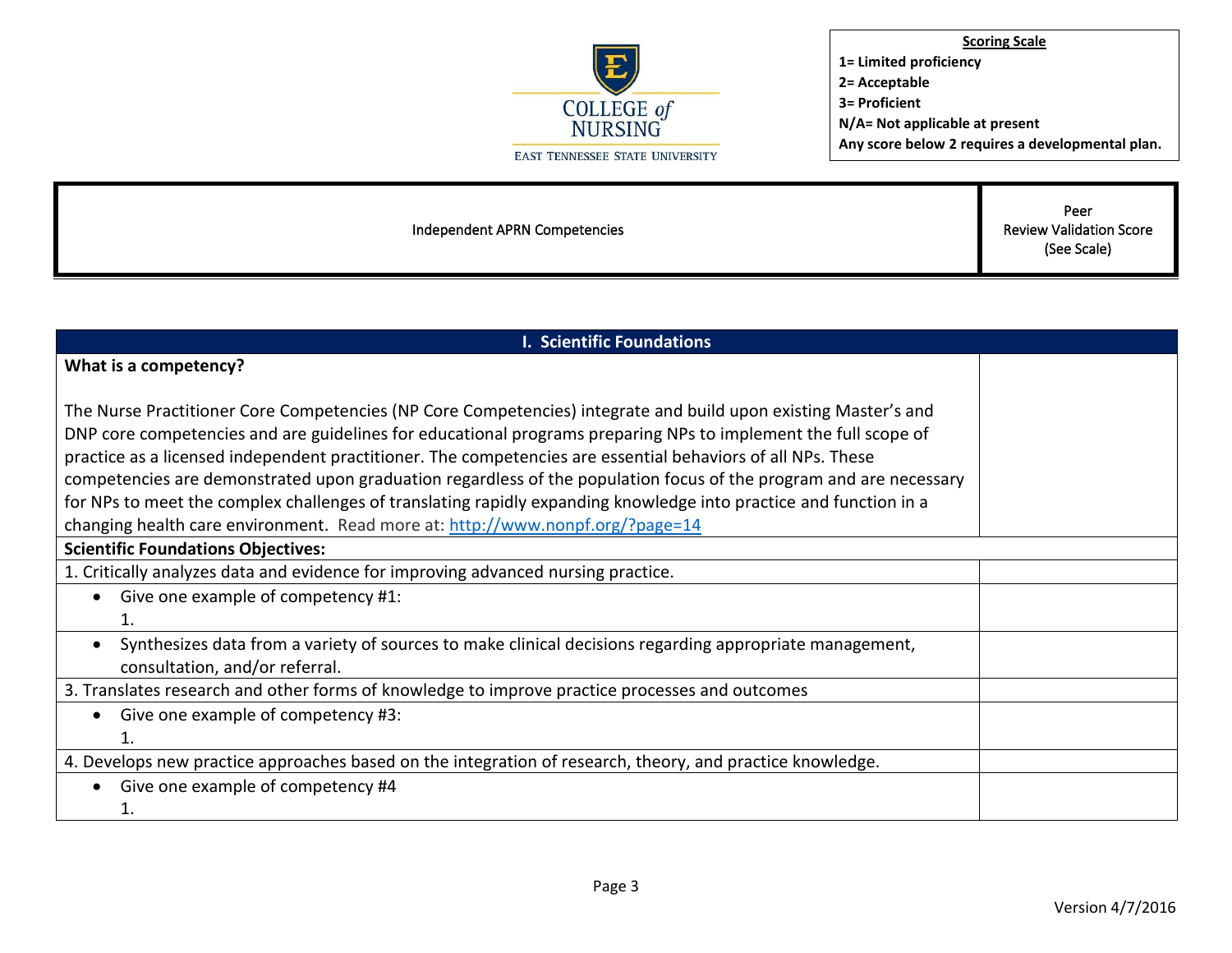COLLEGE of NURSING
EAST TENNESSEE STATE UNIVERSITY

**Scoring Scale**
**1= Limited proficiency**
**2= Acceptable**
**3= Proficient**
**N/A= Not applicable at present**
**Any score below 2 requires a developmental plan.**

| Independent APRN Competencies | Peer Review Validation Score (See Scale) |
|---|---|

| I. Scientific Foundations | |
|---|---|
| **What is a competency?**<br><br>The Nurse Practitioner Core Competencies (NP Core Competencies) integrate and build upon existing Master's and DNP core competencies and are guidelines for educational programs preparing NPs to implement the full scope of practice as a licensed independent practitioner. The competencies are essential behaviors of all NPs. These competencies are demonstrated upon graduation regardless of the population focus of the program and are necessary for NPs to meet the complex challenges of translating rapidly expanding knowledge into practice and function in a changing health care environment. Read more at: [http://www.nonpf.org/?page=14](http://www.nonpf.org/?page=14) | |
| **Scientific Foundations Objectives:** | |
| 1. Critically analyzes data and evidence for improving advanced nursing practice. | |
| • Give one example of competency #1:<br>1. | |
| • Synthesizes data from a variety of sources to make clinical decisions regarding appropriate management, consultation, and/or referral. | |
| 3. Translates research and other forms of knowledge to improve practice processes and outcomes | |
| • Give one example of competency #3:<br>1. | |
| 4. Develops new practice approaches based on the integration of research, theory, and practice knowledge. | |
| • Give one example of competency #4<br>1. | |

Version 4/7/2016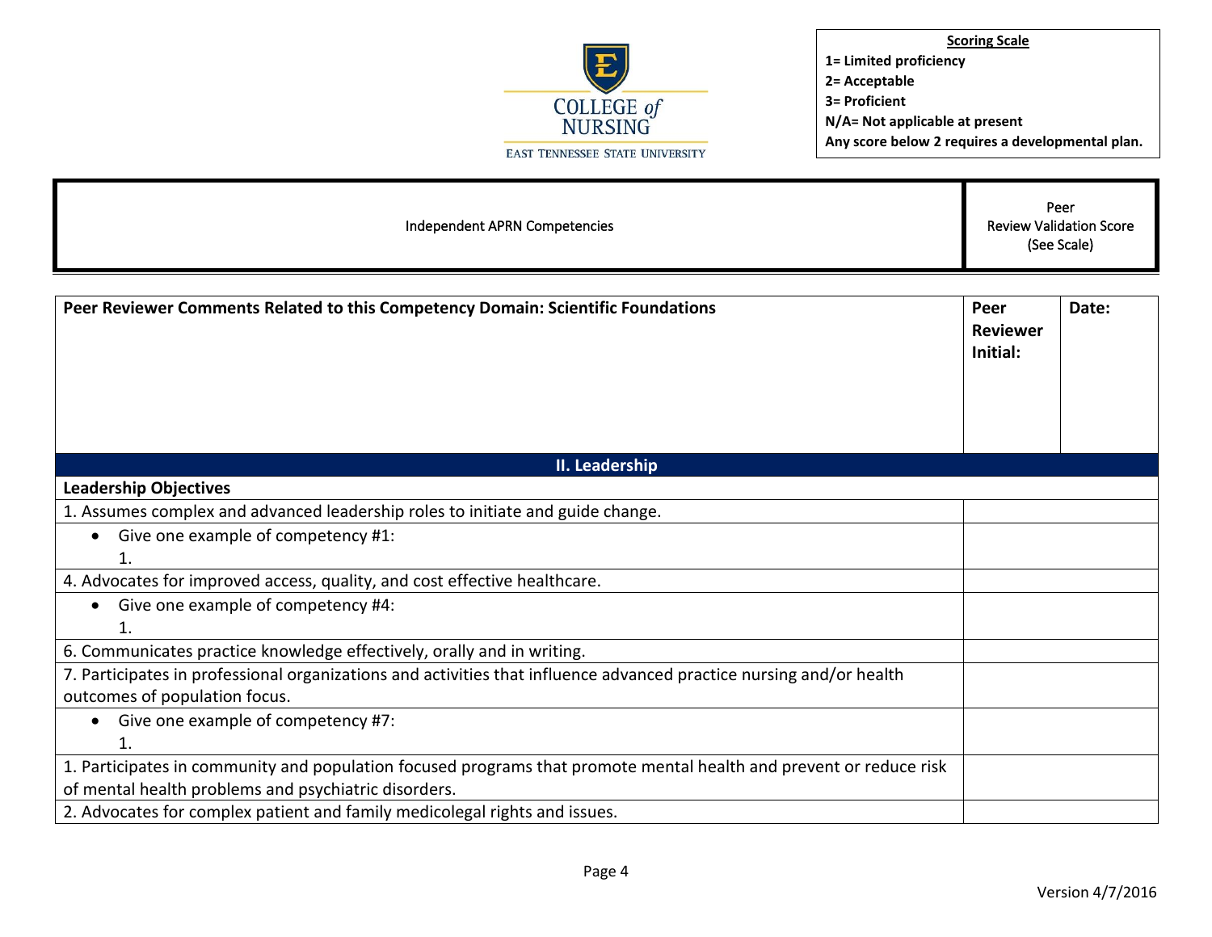COLLEGE of NURSING
EAST TENNESSEE STATE UNIVERSITY

**Scoring Scale**
**1= Limited proficiency**
**2= Acceptable**
**3= Proficient**
**N/A= Not applicable at present**
**Any score below 2 requires a developmental plan.**

| Independent APRN Competencies | Peer Review Validation Score (See Scale) |
| --- | --- |

| **Peer Reviewer Comments Related to this Competency Domain: Scientific Foundations** | **Peer Reviewer Initial:** | **Date:** |
| --- | --- | --- |

| **II. Leadership** | |
| --- | --- |
| **Leadership Objectives** | |
| 1. Assumes complex and advanced leadership roles to initiate and guide change. | |
| • Give one example of competency #1:<br>1. | |
| 4. Advocates for improved access, quality, and cost effective healthcare. | |
| • Give one example of competency #4:<br>1. | |
| 6. Communicates practice knowledge effectively, orally and in writing. | |
| 7. Participates in professional organizations and activities that influence advanced practice nursing and/or health outcomes of population focus. | |
| • Give one example of competency #7:<br>1. | |
| 1. Participates in community and population focused programs that promote mental health and prevent or reduce risk of mental health problems and psychiatric disorders. | |
| 2. Advocates for complex patient and family medicolegal rights and issues. | |

Version 4/7/2016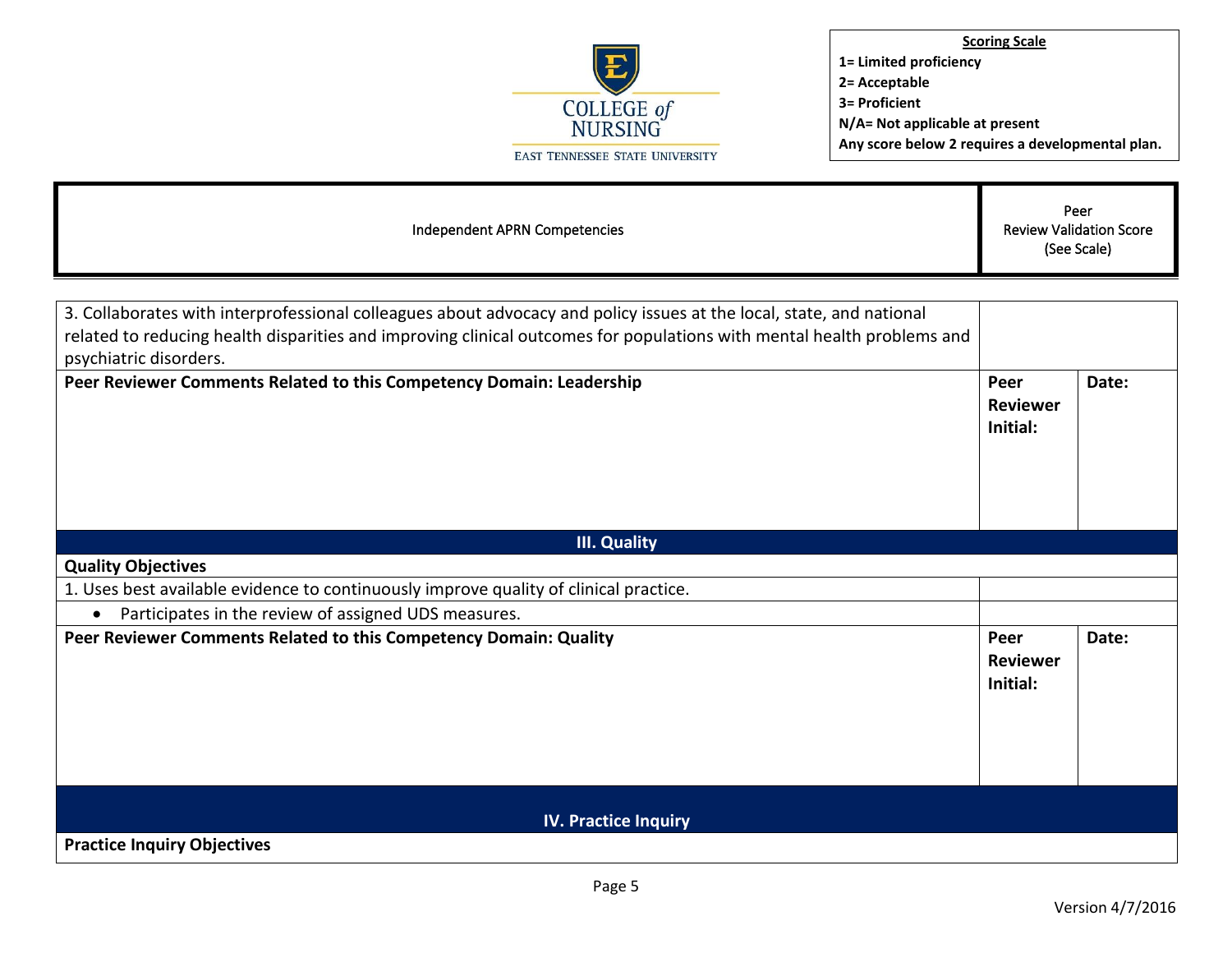**Scoring Scale**
**1= Limited proficiency**
**2= Acceptable**
**3= Proficient**
**N/A= Not applicable at present**
**Any score below 2 requires a developmental plan.**

| Independent APRN Competencies | Peer Review Validation Score (See Scale) | |
|---|---|---|
| 3. Collaborates with interprofessional colleagues about advocacy and policy issues at the local, state, and national related to reducing health disparities and improving clinical outcomes for populations with mental health problems and psychiatric disorders. | | |
| **Peer Reviewer Comments Related to this Competency Domain: Leadership** | **Peer Reviewer Initial:** | **Date:** |
| **III. Quality** | | |
| **Quality Objectives** | | |
| 1. Uses best available evidence to continuously improve quality of clinical practice. | | |
| • Participates in the review of assigned UDS measures. | | |
| **Peer Reviewer Comments Related to this Competency Domain: Quality** | **Peer Reviewer Initial:** | **Date:** |
| **IV. Practice Inquiry** | | |
| **Practice Inquiry Objectives** | | |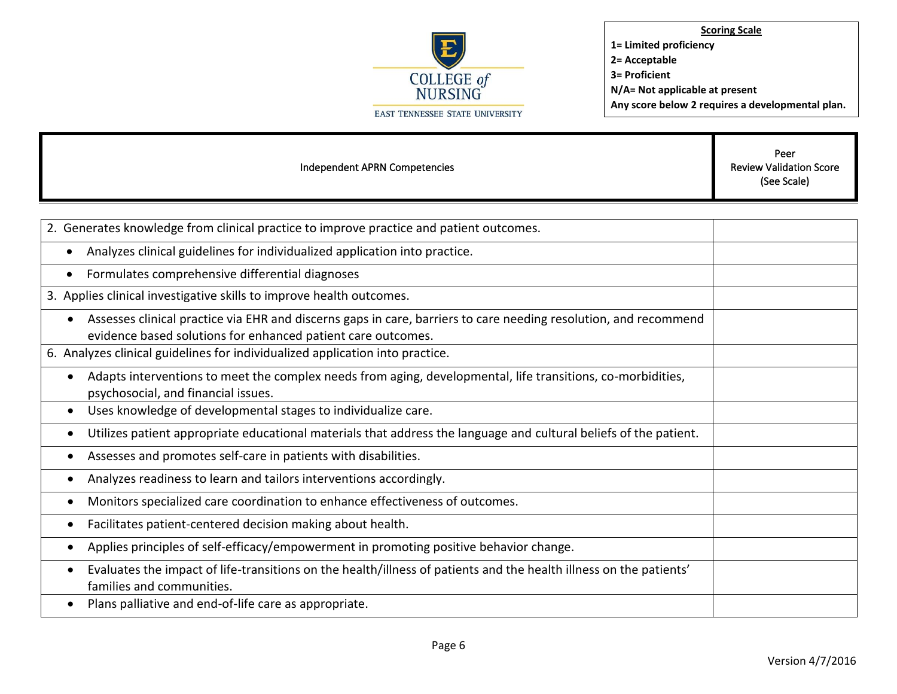**Scoring Scale**
**1= Limited proficiency**
**2= Acceptable**
**3= Proficient**
**N/A= Not applicable at present**
**Any score below 2 requires a developmental plan.**

| Independent APRN Competencies | Peer Review Validation Score (See Scale) |
|---|---|
| 2. Generates knowledge from clinical practice to improve practice and patient outcomes. | |
| • Analyzes clinical guidelines for individualized application into practice. | |
| • Formulates comprehensive differential diagnoses | |
| 3. Applies clinical investigative skills to improve health outcomes. | |
| • Assesses clinical practice via EHR and discerns gaps in care, barriers to care needing resolution, and recommend evidence based solutions for enhanced patient care outcomes. | |
| 6. Analyzes clinical guidelines for individualized application into practice. | |
| • Adapts interventions to meet the complex needs from aging, developmental, life transitions, co-morbidities, psychosocial, and financial issues. | |
| • Uses knowledge of developmental stages to individualize care. | |
| • Utilizes patient appropriate educational materials that address the language and cultural beliefs of the patient. | |
| • Assesses and promotes self-care in patients with disabilities. | |
| • Analyzes readiness to learn and tailors interventions accordingly. | |
| • Monitors specialized care coordination to enhance effectiveness of outcomes. | |
| • Facilitates patient-centered decision making about health. | |
| • Applies principles of self-efficacy/empowerment in promoting positive behavior change. | |
| • Evaluates the impact of life-transitions on the health/illness of patients and the health illness on the patients' families and communities. | |
| • Plans palliative and end-of-life care as appropriate. | |

Version 4/7/2016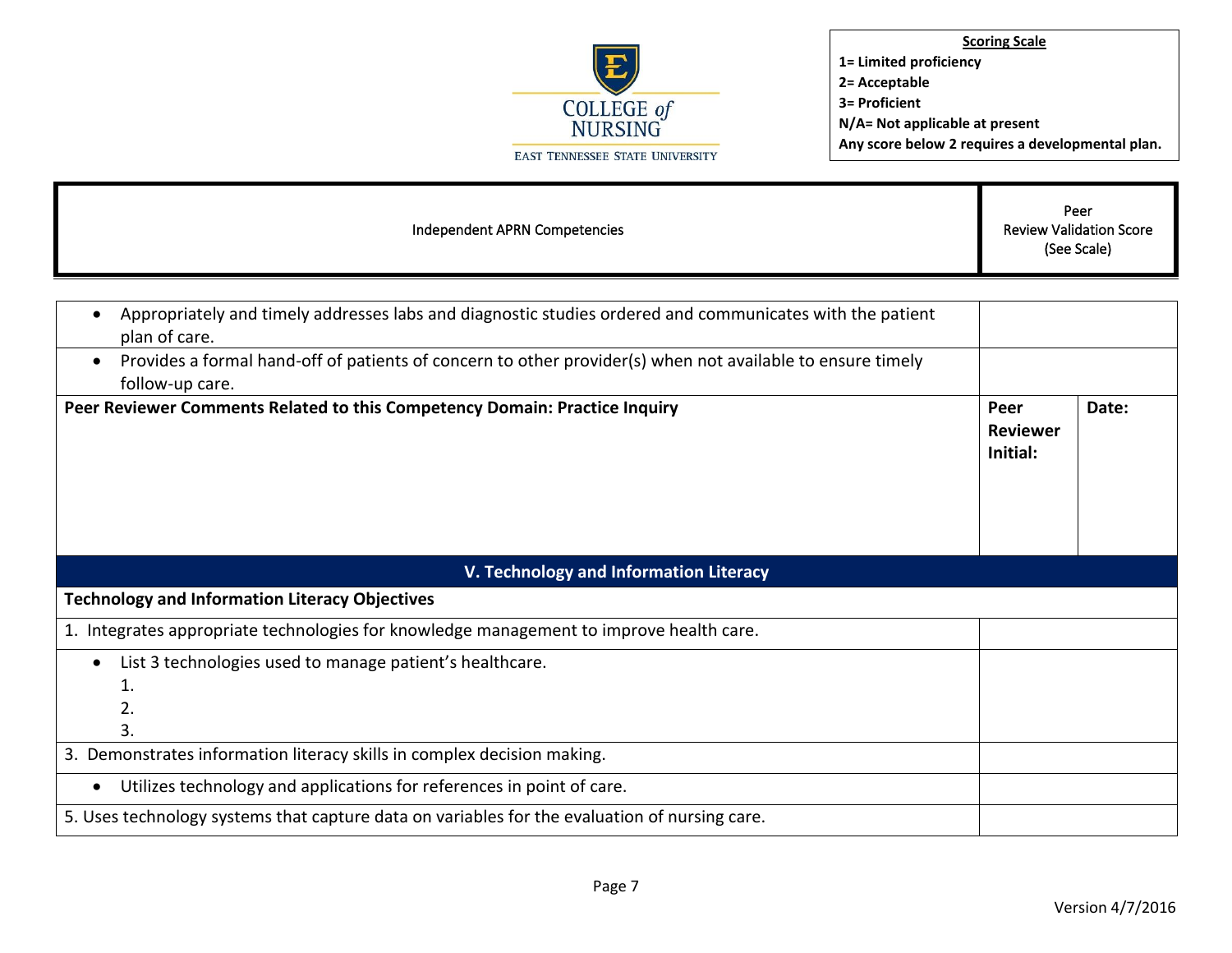**Scoring Scale**
**1= Limited proficiency**
**2= Acceptable**
**3= Proficient**
**N/A= Not applicable at present**
**Any score below 2 requires a developmental plan.**

| Independent APRN Competencies | Peer Review Validation Score (See Scale) | |
|---|---|---|
| • Appropriately and timely addresses labs and diagnostic studies ordered and communicates with the patient plan of care. | | |
| • Provides a formal hand-off of patients of concern to other provider(s) when not available to ensure timely follow-up care. | | |
| **Peer Reviewer Comments Related to this Competency Domain: Practice Inquiry** | **Peer Reviewer Initial:** | **Date:** |
| **V. Technology and Information Literacy** | | |
| **Technology and Information Literacy Objectives** | | |
| 1. Integrates appropriate technologies for knowledge management to improve health care. | | |
| • List 3 technologies used to manage patient's healthcare.<br>1.<br>2.<br>3. | | |
| 3. Demonstrates information literacy skills in complex decision making. | | |
| • Utilizes technology and applications for references in point of care. | | |
| 5. Uses technology systems that capture data on variables for the evaluation of nursing care. | | |

Version 4/7/2016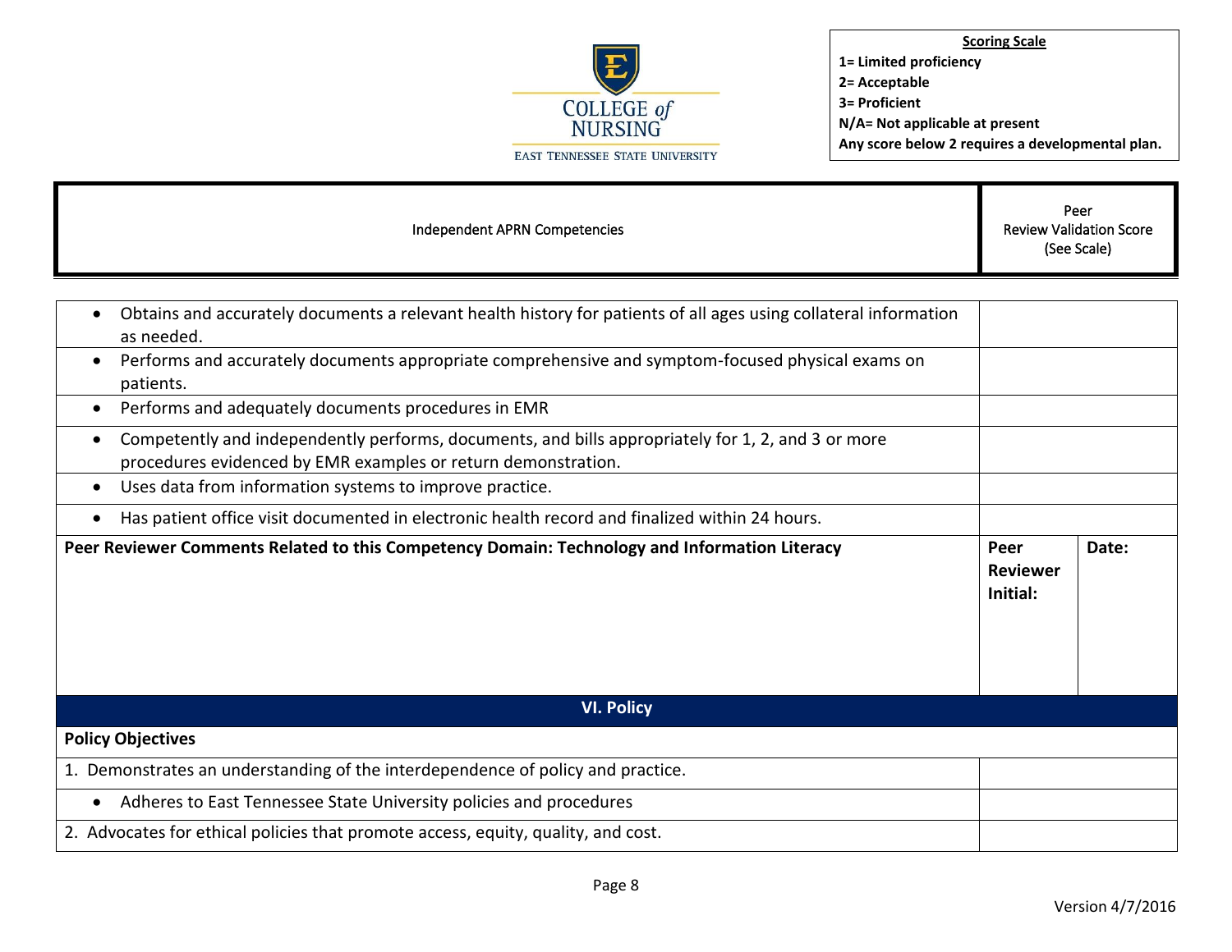COLLEGE of NURSING
EAST TENNESSEE STATE UNIVERSITY

**Scoring Scale**
**1= Limited proficiency**
**2= Acceptable**
**3= Proficient**
**N/A= Not applicable at present**
**Any score below 2 requires a developmental plan.**

| Independent APRN Competencies | Peer Review Validation Score (See Scale) | |
|---|---|---|
| • Obtains and accurately documents a relevant health history for patients of all ages using collateral information as needed. | | |
| • Performs and accurately documents appropriate comprehensive and symptom-focused physical exams on patients. | | |
| • Performs and adequately documents procedures in EMR | | |
| • Competently and independently performs, documents, and bills appropriately for 1, 2, and 3 or more procedures evidenced by EMR examples or return demonstration. | | |
| • Uses data from information systems to improve practice. | | |
| • Has patient office visit documented in electronic health record and finalized within 24 hours. | | |
| **Peer Reviewer Comments Related to this Competency Domain: Technology and Information Literacy** | **Peer Reviewer Initial:** | **Date:** |
| **VI. Policy** | | |
| **Policy Objectives** | | |
| 1. Demonstrates an understanding of the interdependence of policy and practice. | | |
| • Adheres to East Tennessee State University policies and procedures | | |
| 2. Advocates for ethical policies that promote access, equity, quality, and cost. | | |

Version 4/7/2016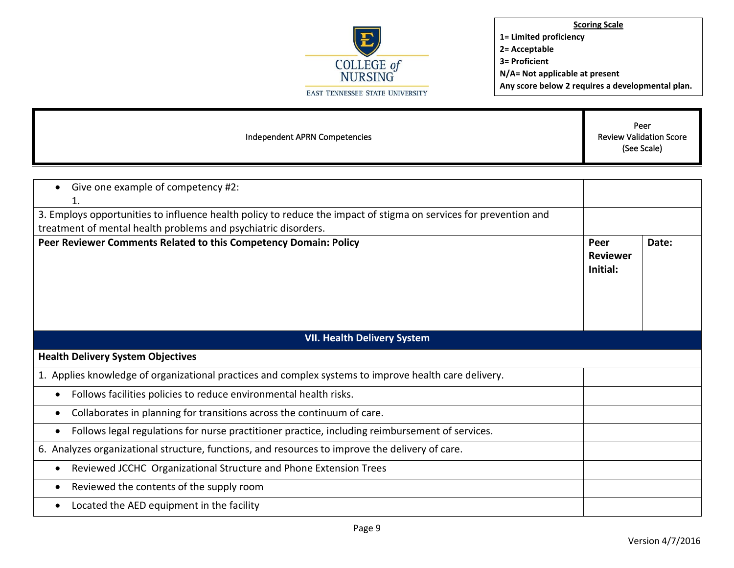**Scoring Scale**
**1= Limited proficiency**
**2= Acceptable**
**3= Proficient**
**N/A= Not applicable at present**
**Any score below 2 requires a developmental plan.**

| Independent APRN Competencies | Peer Review Validation Score (See Scale) | |
|---|---|---|
| • Give one example of competency #2:<br>1. | | |
| 3. Employs opportunities to influence health policy to reduce the impact of stigma on services for prevention and treatment of mental health problems and psychiatric disorders. | | |
| **Peer Reviewer Comments Related to this Competency Domain: Policy** | **Peer Reviewer Initial:** | **Date:** |
| **VII. Health Delivery System** | | |
| **Health Delivery System Objectives** | | |
| 1. Applies knowledge of organizational practices and complex systems to improve health care delivery. | | |
| • Follows facilities policies to reduce environmental health risks. | | |
| • Collaborates in planning for transitions across the continuum of care. | | |
| • Follows legal regulations for nurse practitioner practice, including reimbursement of services. | | |
| 6. Analyzes organizational structure, functions, and resources to improve the delivery of care. | | |
| • Reviewed JCCHC Organizational Structure and Phone Extension Trees | | |
| • Reviewed the contents of the supply room | | |
| • Located the AED equipment in the facility | | |

Version 4/7/2016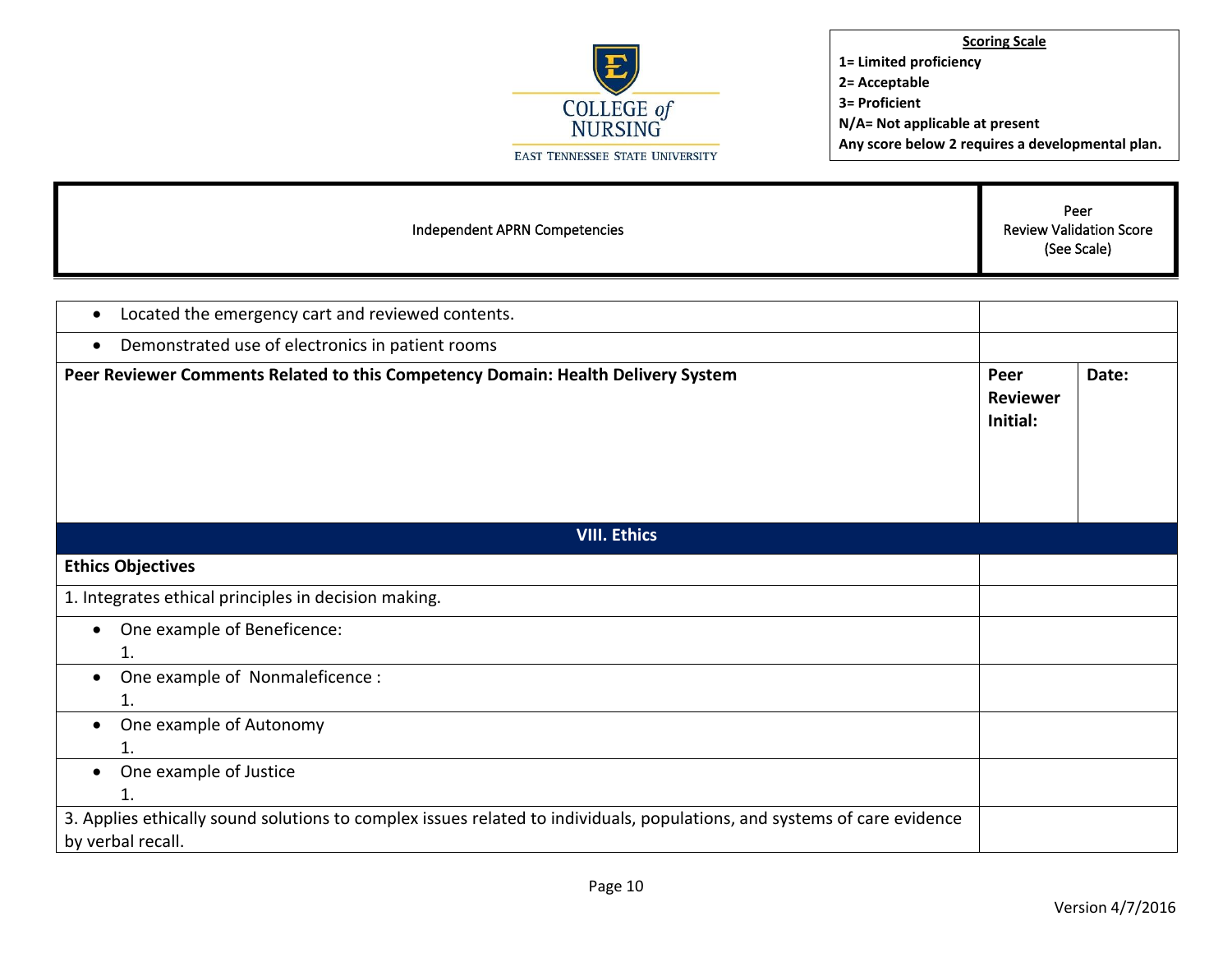COLLEGE of NURSING
EAST TENNESSEE STATE UNIVERSITY

**Scoring Scale**
**1= Limited proficiency**
**2= Acceptable**
**3= Proficient**
**N/A= Not applicable at present**
**Any score below 2 requires a developmental plan.**

| Independent APRN Competencies | Peer Review Validation Score (See Scale) | |
|---|---|---|
| • Located the emergency cart and reviewed contents. | | |
| • Demonstrated use of electronics in patient rooms | | |
| **Peer Reviewer Comments Related to this Competency Domain: Health Delivery System** | **Peer Reviewer Initial:** | **Date:** |
| **VIII. Ethics** | | |
| **Ethics Objectives** | | |
| 1. Integrates ethical principles in decision making. | | |
| • One example of Beneficence:<br>1. | | |
| • One example of Nonmaleficence :<br>1. | | |
| • One example of Autonomy<br>1. | | |
| • One example of Justice<br>1. | | |
| 3. Applies ethically sound solutions to complex issues related to individuals, populations, and systems of care evidence by verbal recall. | | |

Version 4/7/2016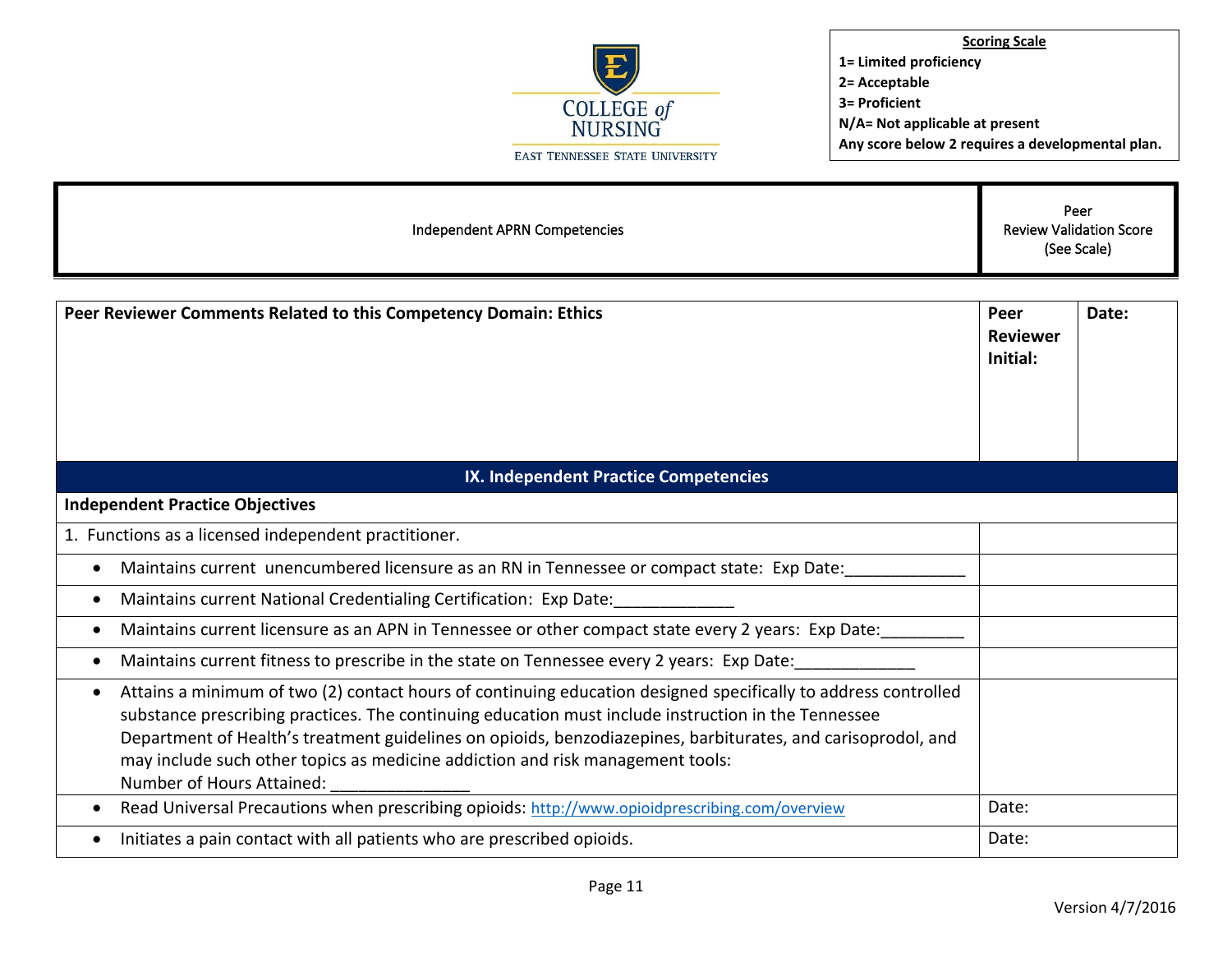**Scoring Scale**
**1= Limited proficiency**
**2= Acceptable**
**3= Proficient**
**N/A= Not applicable at present**
**Any score below 2 requires a developmental plan.**

| Independent APRN Competencies | Peer Review Validation Score (See Scale) |
|---|---|

| **Peer Reviewer Comments Related to this Competency Domain: Ethics** | **Peer Reviewer Initial:** | **Date:** |
|---|---|---|

| **IX. Independent Practice Competencies** | |
|---|---|
| **Independent Practice Objectives** | |
| 1. Functions as a licensed independent practitioner. | |
| • Maintains current unencumbered licensure as an RN in Tennessee or compact state: Exp Date:_____________ | |
| • Maintains current National Credentialing Certification: Exp Date:_____________ | |
| • Maintains current licensure as an APN in Tennessee or other compact state every 2 years: Exp Date:_________ | |
| • Maintains current fitness to prescribe in the state on Tennessee every 2 years: Exp Date:_____________ | |
| • Attains a minimum of two (2) contact hours of continuing education designed specifically to address controlled substance prescribing practices. The continuing education must include instruction in the Tennessee Department of Health's treatment guidelines on opioids, benzodiazepines, barbiturates, and carisoprodol, and may include such other topics as medicine addiction and risk management tools: Number of Hours Attained: _______________ | |
| • Read Universal Precautions when prescribing opioids: http://www.opioidprescribing.com/overview | Date: |
| • Initiates a pain contact with all patients who are prescribed opioids. | Date: |

Version 4/7/2016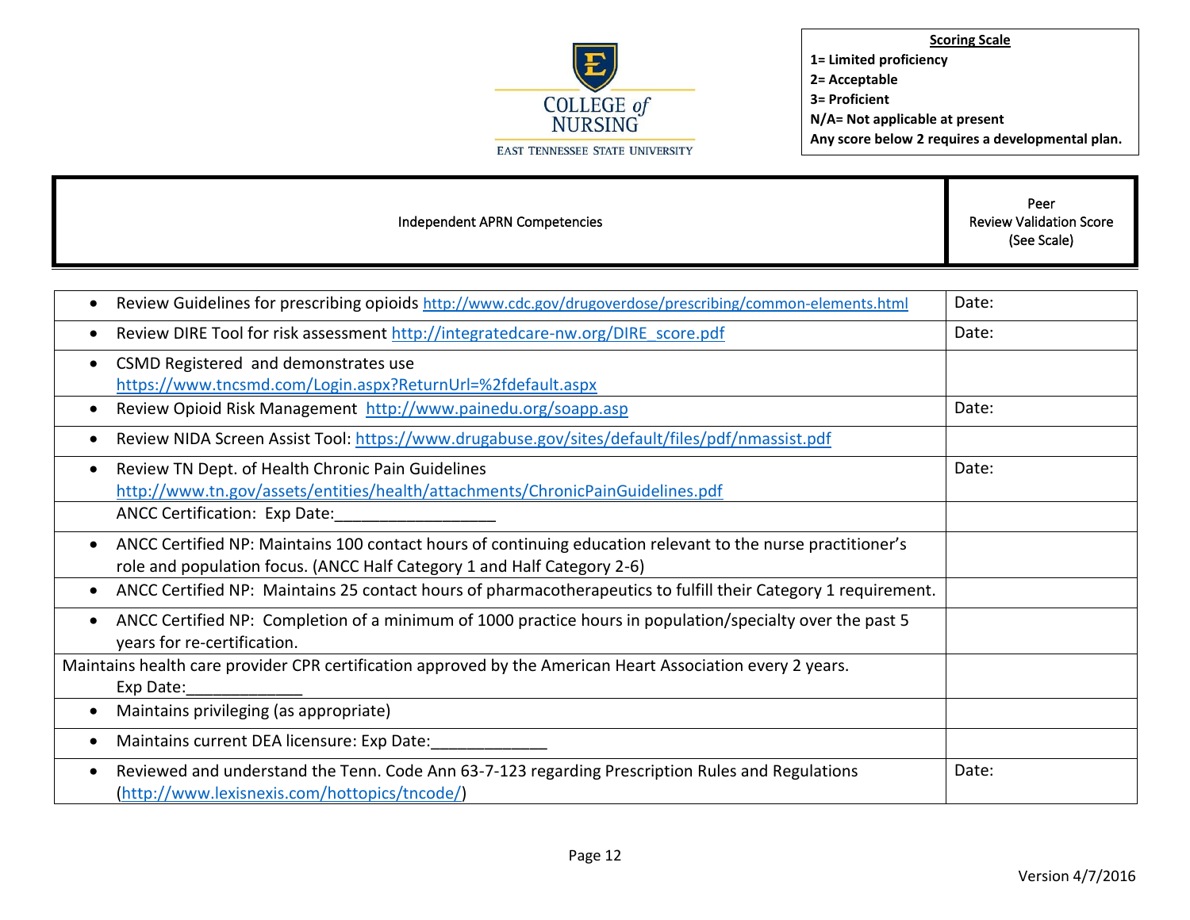COLLEGE of NURSING

EAST TENNESSEE STATE UNIVERSITY

**Scoring Scale**

**1= Limited proficiency**

**2= Acceptable**

**3= Proficient**

**N/A= Not applicable at present**

**Any score below 2 requires a developmental plan.**

| Independent APRN Competencies | Peer Review Validation Score (See Scale) |
|---|---|
| • Review Guidelines for prescribing opioids http://www.cdc.gov/drugoverdose/prescribing/common-elements.html | Date: |
| • Review DIRE Tool for risk assessment http://integratedcare-nw.org/DIRE_score.pdf | Date: |
| • CSMD Registered and demonstrates use https://www.tncsmd.com/Login.aspx?ReturnUrl=%2fdefault.aspx | |
| • Review Opioid Risk Management http://www.painedu.org/soapp.asp | Date: |
| • Review NIDA Screen Assist Tool: https://www.drugabuse.gov/sites/default/files/pdf/nmassist.pdf | |
| • Review TN Dept. of Health Chronic Pain Guidelines http://www.tn.gov/assets/entities/health/attachments/ChronicPainGuidelines.pdf | Date: |
| ANCC Certification: Exp Date:_________________ | |
| • ANCC Certified NP: Maintains 100 contact hours of continuing education relevant to the nurse practitioner's role and population focus. (ANCC Half Category 1 and Half Category 2-6) | |
| • ANCC Certified NP: Maintains 25 contact hours of pharmacotherapeutics to fulfill their Category 1 requirement. | |
| • ANCC Certified NP: Completion of a minimum of 1000 practice hours in population/specialty over the past 5 years for re-certification. | |
| Maintains health care provider CPR certification approved by the American Heart Association every 2 years. Exp Date:____________ | |
| • Maintains privileging (as appropriate) | |
| • Maintains current DEA licensure: Exp Date:____________ | |
| • Reviewed and understand the Tenn. Code Ann 63-7-123 regarding Prescription Rules and Regulations (http://www.lexisnexis.com/hottopics/tncode/) | Date: |

Version 4/7/2016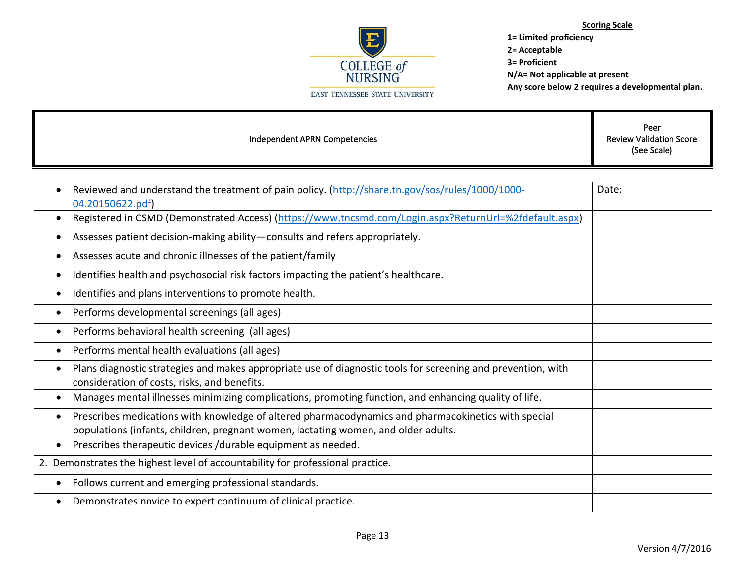COLLEGE of NURSING
EAST TENNESSEE STATE UNIVERSITY

**Scoring Scale**
**1= Limited proficiency**
**2= Acceptable**
**3= Proficient**
**N/A= Not applicable at present**
**Any score below 2 requires a developmental plan.**

| Independent APRN Competencies | Peer Review Validation Score (See Scale) |
|---|---|
| • Reviewed and understand the treatment of pain policy. (http://share.tn.gov/sos/rules/1000/1000-04.20150622.pdf) | Date: |
| • Registered in CSMD (Demonstrated Access) (https://www.tncsmd.com/Login.aspx?ReturnUrl=%2fdefault.aspx) | |
| • Assesses patient decision-making ability—consults and refers appropriately. | |
| • Assesses acute and chronic illnesses of the patient/family | |
| • Identifies health and psychosocial risk factors impacting the patient's healthcare. | |
| • Identifies and plans interventions to promote health. | |
| • Performs developmental screenings (all ages) | |
| • Performs behavioral health screening (all ages) | |
| • Performs mental health evaluations (all ages) | |
| • Plans diagnostic strategies and makes appropriate use of diagnostic tools for screening and prevention, with consideration of costs, risks, and benefits. | |
| • Manages mental illnesses minimizing complications, promoting function, and enhancing quality of life. | |
| • Prescribes medications with knowledge of altered pharmacodynamics and pharmacokinetics with special populations (infants, children, pregnant women, lactating women, and older adults. | |
| • Prescribes therapeutic devices /durable equipment as needed. | |
| 2. Demonstrates the highest level of accountability for professional practice. | |
| • Follows current and emerging professional standards. | |
| • Demonstrates novice to expert continuum of clinical practice. | |

Version 4/7/2016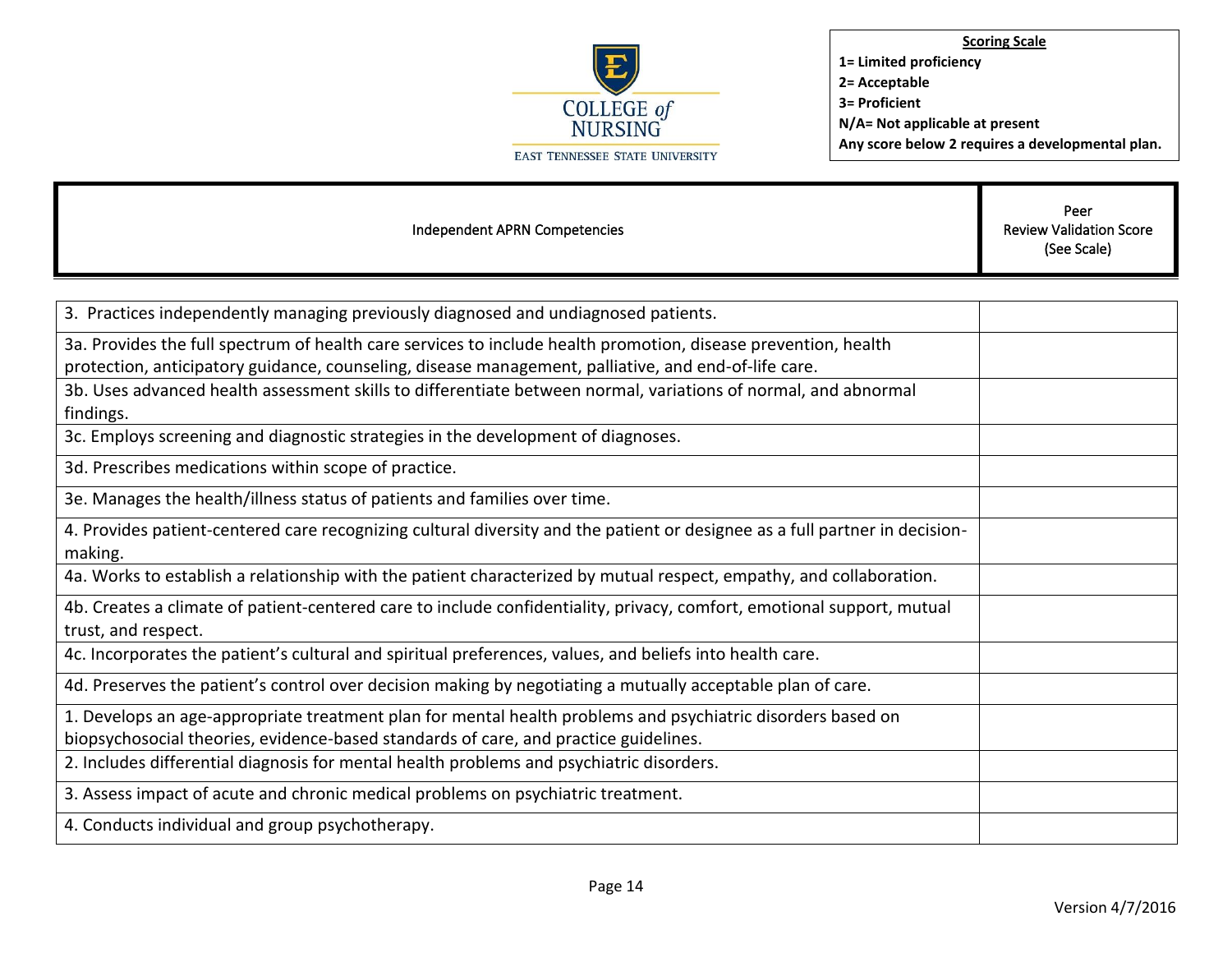**COLLEGE of NURSING**
EAST TENNESSEE STATE UNIVERSITY

**Scoring Scale**
**1= Limited proficiency**
**2= Acceptable**
**3= Proficient**
**N/A= Not applicable at present**
**Any score below 2 requires a developmental plan.**

| Independent APRN Competencies | Peer Review Validation Score (See Scale) |
|---|---|
| 3. Practices independently managing previously diagnosed and undiagnosed patients. | |
| 3a. Provides the full spectrum of health care services to include health promotion, disease prevention, health protection, anticipatory guidance, counseling, disease management, palliative, and end-of-life care. | |
| 3b. Uses advanced health assessment skills to differentiate between normal, variations of normal, and abnormal findings. | |
| 3c. Employs screening and diagnostic strategies in the development of diagnoses. | |
| 3d. Prescribes medications within scope of practice. | |
| 3e. Manages the health/illness status of patients and families over time. | |
| 4. Provides patient-centered care recognizing cultural diversity and the patient or designee as a full partner in decision-making. | |
| 4a. Works to establish a relationship with the patient characterized by mutual respect, empathy, and collaboration. | |
| 4b. Creates a climate of patient-centered care to include confidentiality, privacy, comfort, emotional support, mutual trust, and respect. | |
| 4c. Incorporates the patient's cultural and spiritual preferences, values, and beliefs into health care. | |
| 4d. Preserves the patient's control over decision making by negotiating a mutually acceptable plan of care. | |
| 1. Develops an age-appropriate treatment plan for mental health problems and psychiatric disorders based on biopsychosocial theories, evidence-based standards of care, and practice guidelines. | |
| 2. Includes differential diagnosis for mental health problems and psychiatric disorders. | |
| 3. Assess impact of acute and chronic medical problems on psychiatric treatment. | |
| 4. Conducts individual and group psychotherapy. | |

Version 4/7/2016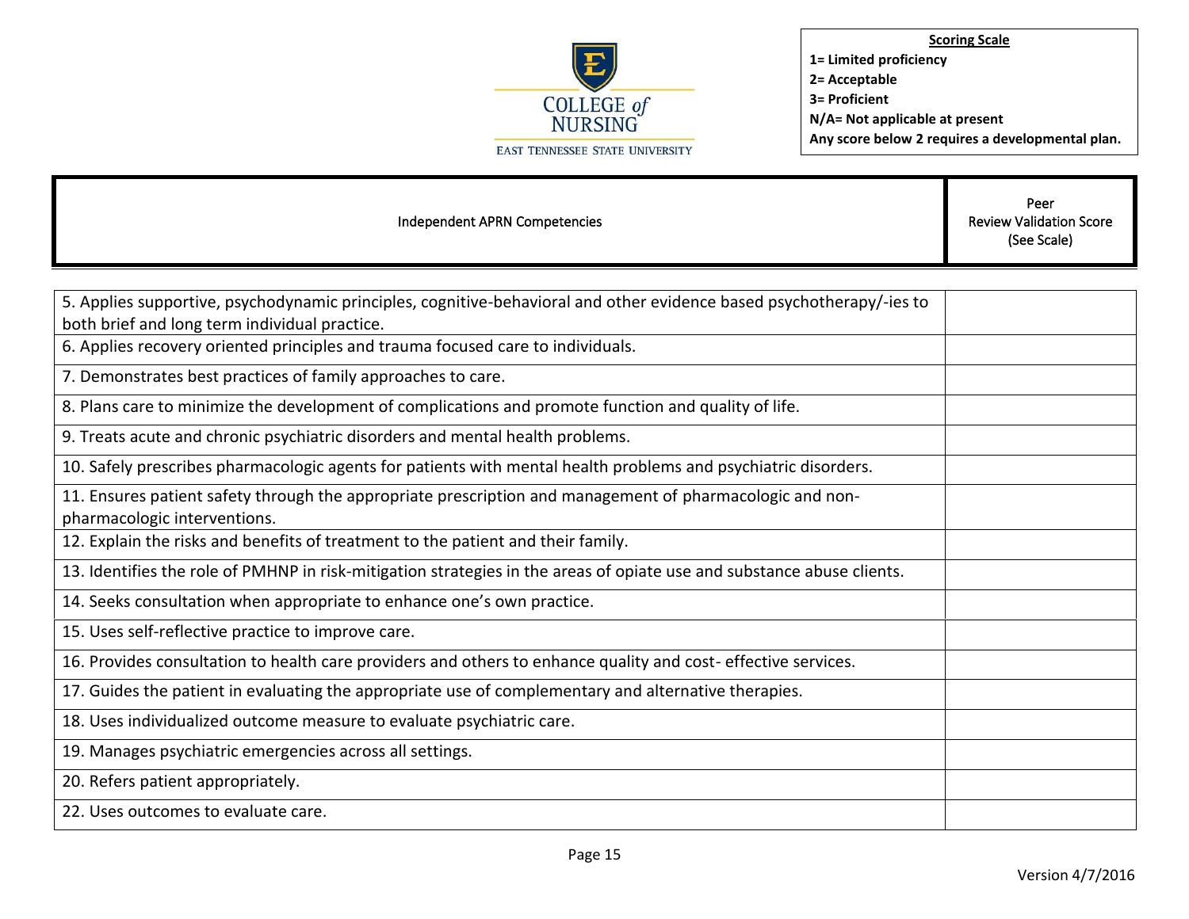COLLEGE of NURSING
EAST TENNESSEE STATE UNIVERSITY

**Scoring Scale**
**1= Limited proficiency**
**2= Acceptable**
**3= Proficient**
**N/A= Not applicable at present**
**Any score below 2 requires a developmental plan.**

| Independent APRN Competencies | Peer Review Validation Score (See Scale) |
|---|---|
| 5. Applies supportive, psychodynamic principles, cognitive-behavioral and other evidence based psychotherapy/-ies to both brief and long term individual practice. | |
| 6. Applies recovery oriented principles and trauma focused care to individuals. | |
| 7. Demonstrates best practices of family approaches to care. | |
| 8. Plans care to minimize the development of complications and promote function and quality of life. | |
| 9. Treats acute and chronic psychiatric disorders and mental health problems. | |
| 10. Safely prescribes pharmacologic agents for patients with mental health problems and psychiatric disorders. | |
| 11. Ensures patient safety through the appropriate prescription and management of pharmacologic and non-pharmacologic interventions. | |
| 12. Explain the risks and benefits of treatment to the patient and their family. | |
| 13. Identifies the role of PMHNP in risk-mitigation strategies in the areas of opiate use and substance abuse clients. | |
| 14. Seeks consultation when appropriate to enhance one's own practice. | |
| 15. Uses self-reflective practice to improve care. | |
| 16. Provides consultation to health care providers and others to enhance quality and cost- effective services. | |
| 17. Guides the patient in evaluating the appropriate use of complementary and alternative therapies. | |
| 18. Uses individualized outcome measure to evaluate psychiatric care. | |
| 19. Manages psychiatric emergencies across all settings. | |
| 20. Refers patient appropriately. | |
| 22. Uses outcomes to evaluate care. | |

Version 4/7/2016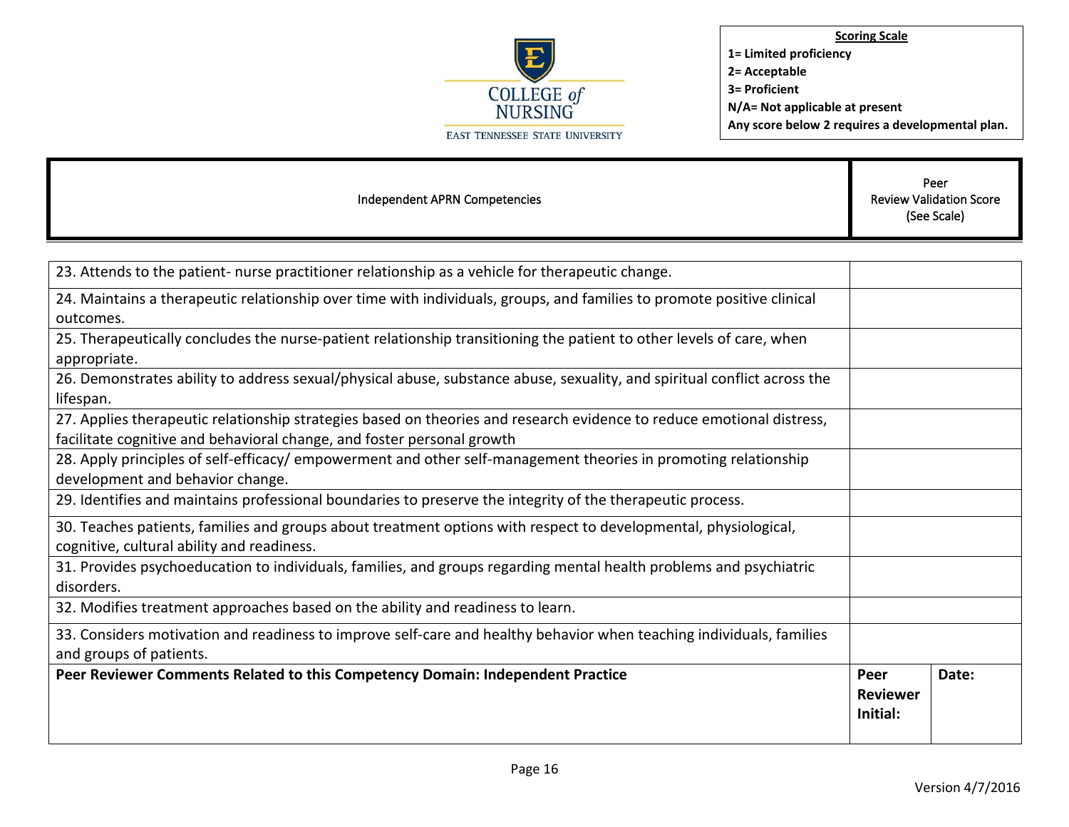COLLEGE of NURSING
EAST TENNESSEE STATE UNIVERSITY

**Scoring Scale**
**1= Limited proficiency**
**2= Acceptable**
**3= Proficient**
**N/A= Not applicable at present**
**Any score below 2 requires a developmental plan.**

| Independent APRN Competencies | Peer Review Validation Score (See Scale) | |
|---|---|---|
| 23. Attends to the patient- nurse practitioner relationship as a vehicle for therapeutic change. | | |
| 24. Maintains a therapeutic relationship over time with individuals, groups, and families to promote positive clinical outcomes. | | |
| 25. Therapeutically concludes the nurse-patient relationship transitioning the patient to other levels of care, when appropriate. | | |
| 26. Demonstrates ability to address sexual/physical abuse, substance abuse, sexuality, and spiritual conflict across the lifespan. | | |
| 27. Applies therapeutic relationship strategies based on theories and research evidence to reduce emotional distress, facilitate cognitive and behavioral change, and foster personal growth | | |
| 28. Apply principles of self-efficacy/ empowerment and other self-management theories in promoting relationship development and behavior change. | | |
| 29. Identifies and maintains professional boundaries to preserve the integrity of the therapeutic process. | | |
| 30. Teaches patients, families and groups about treatment options with respect to developmental, physiological, cognitive, cultural ability and readiness. | | |
| 31. Provides psychoeducation to individuals, families, and groups regarding mental health problems and psychiatric disorders. | | |
| 32. Modifies treatment approaches based on the ability and readiness to learn. | | |
| 33. Considers motivation and readiness to improve self-care and healthy behavior when teaching individuals, families and groups of patients. | | |
| **Peer Reviewer Comments Related to this Competency Domain: Independent Practice** | **Peer Reviewer Initial:** | **Date:** |

Version 4/7/2016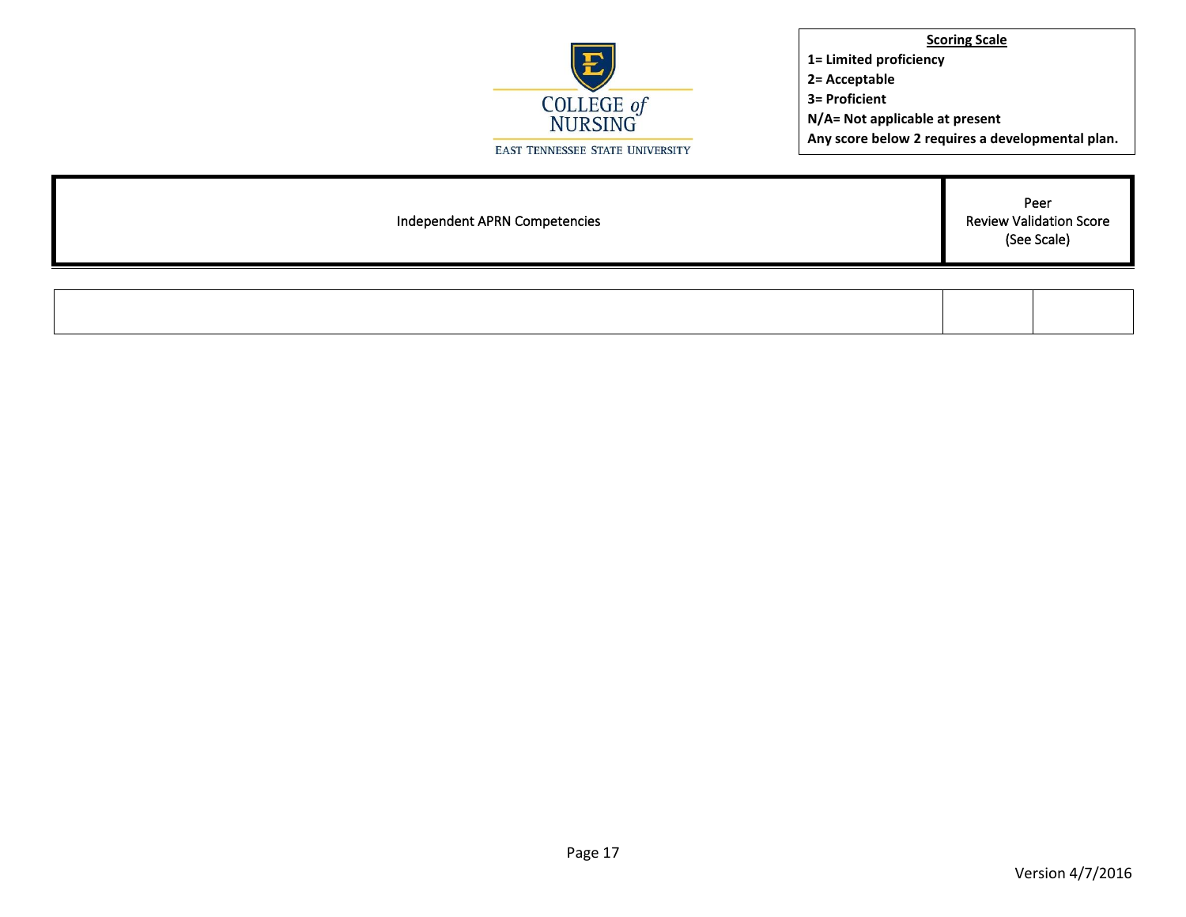COLLEGE of NURSING
EAST TENNESSEE STATE UNIVERSITY

**Scoring Scale**

**1= Limited proficiency**
**2= Acceptable**
**3= Proficient**
**N/A= Not applicable at present**
**Any score below 2 requires a developmental plan.**

| Independent APRN Competencies | Peer Review Validation Score (See Scale) | |
|---|---|---|
| | | |

Version 4/7/2016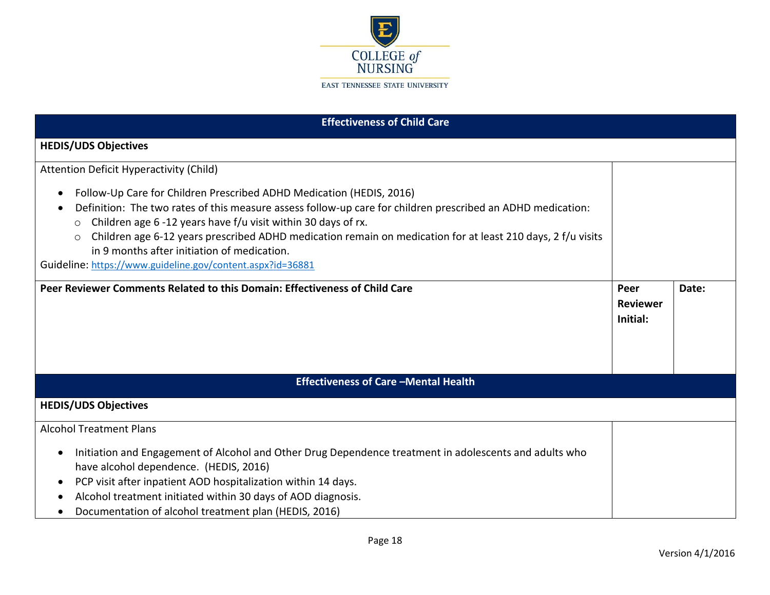## Effectiveness of Child Care

**HEDIS/UDS Objectives**

Attention Deficit Hyperactivity (Child)

- Follow-Up Care for Children Prescribed ADHD Medication (HEDIS, 2016)
- Definition: The two rates of this measure assess follow-up care for children prescribed an ADHD medication:
  - Children age 6 -12 years have f/u visit within 30 days of rx.
  - Children age 6-12 years prescribed ADHD medication remain on medication for at least 210 days, 2 f/u visits in 9 months after initiation of medication.

Guideline: https://www.guideline.gov/content.aspx?id=36881

| Peer Reviewer Comments Related to this Domain: Effectiveness of Child Care | Peer Reviewer Initial: | Date: |
|---|---|---|
| | | |

## Effectiveness of Care –Mental Health

**HEDIS/UDS Objectives**

Alcohol Treatment Plans

- Initiation and Engagement of Alcohol and Other Drug Dependence treatment in adolescents and adults who have alcohol dependence. (HEDIS, 2016)
- PCP visit after inpatient AOD hospitalization within 14 days.
- Alcohol treatment initiated within 30 days of AOD diagnosis.
- Documentation of alcohol treatment plan (HEDIS, 2016)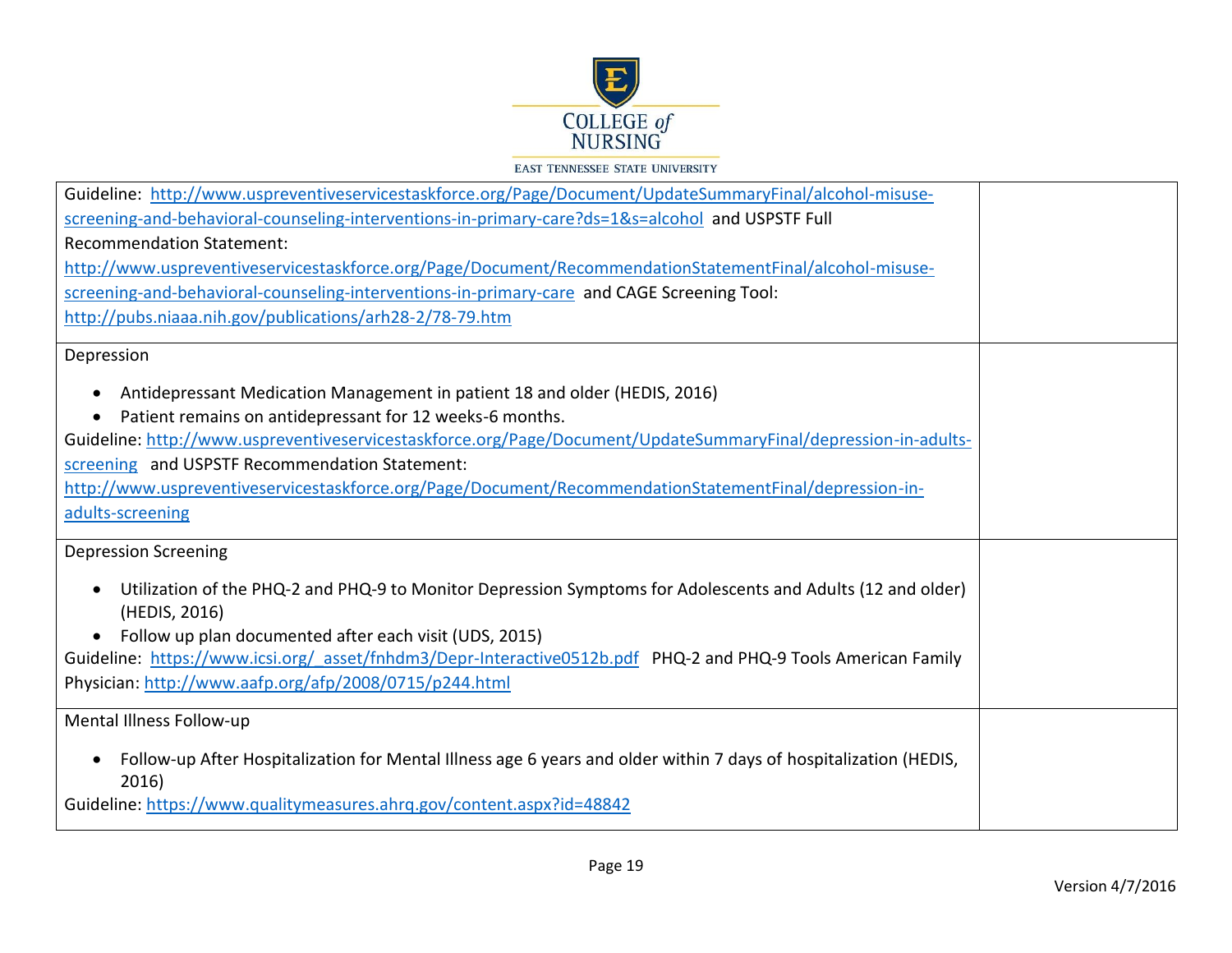| | |
|---|---|
| Guideline: http://www.uspreventiveservicestaskforce.org/Page/Document/UpdateSummaryFinal/alcohol-misuse-screening-and-behavioral-counseling-interventions-in-primary-care?ds=1&s=alcohol and USPSTF Full Recommendation Statement: http://www.uspreventiveservicestaskforce.org/Page/Document/RecommendationStatementFinal/alcohol-misuse-screening-and-behavioral-counseling-interventions-in-primary-care and CAGE Screening Tool: http://pubs.niaaa.nih.gov/publications/arh28-2/78-79.htm | |
| Depression<br><br>• Antidepressant Medication Management in patient 18 and older (HEDIS, 2016)<br>• Patient remains on antidepressant for 12 weeks-6 months.<br><br>Guideline: http://www.uspreventiveservicestaskforce.org/Page/Document/UpdateSummaryFinal/depression-in-adults-screening and USPSTF Recommendation Statement: http://www.uspreventiveservicestaskforce.org/Page/Document/RecommendationStatementFinal/depression-in-adults-screening | |
| Depression Screening<br><br>• Utilization of the PHQ-2 and PHQ-9 to Monitor Depression Symptoms for Adolescents and Adults (12 and older) (HEDIS, 2016)<br>• Follow up plan documented after each visit (UDS, 2015)<br><br>Guideline: https://www.icsi.org/_asset/fnhdm3/Depr-Interactive0512b.pdf PHQ-2 and PHQ-9 Tools American Family Physician: http://www.aafp.org/afp/2008/0715/p244.html | |
| Mental Illness Follow-up<br><br>• Follow-up After Hospitalization for Mental Illness age 6 years and older within 7 days of hospitalization (HEDIS, 2016)<br><br>Guideline: https://www.qualitymeasures.ahrq.gov/content.aspx?id=48842 | |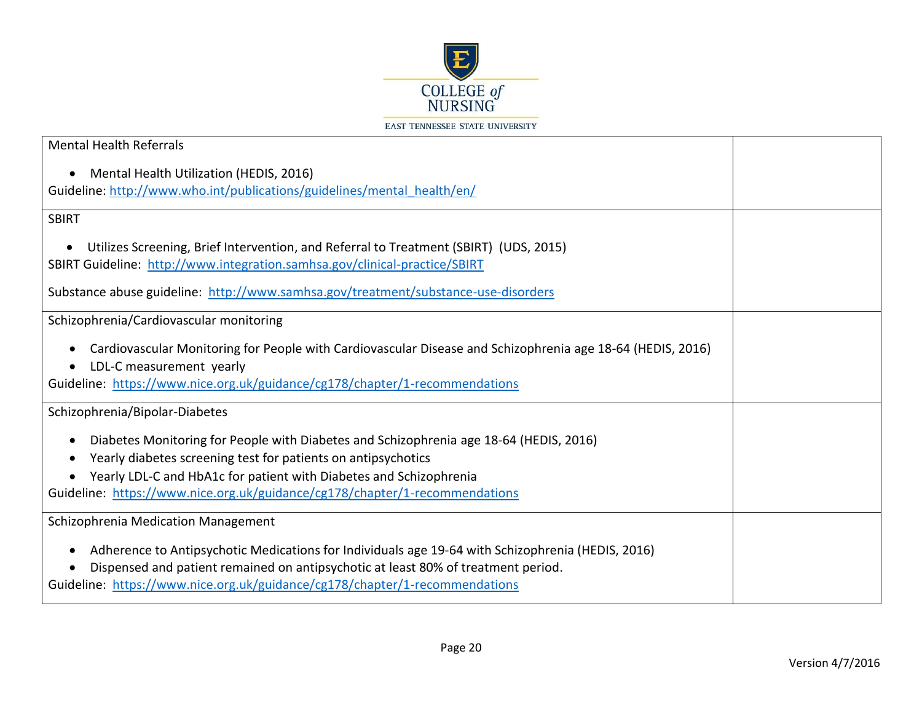| | |
|---|---|
| Mental Health Referrals<br><br>• Mental Health Utilization (HEDIS, 2016)<br>Guideline: http://www.who.int/publications/guidelines/mental_health/en/ | |
| SBIRT<br><br>• Utilizes Screening, Brief Intervention, and Referral to Treatment (SBIRT) (UDS, 2015)<br>SBIRT Guideline: http://www.integration.samhsa.gov/clinical-practice/SBIRT<br><br>Substance abuse guideline: http://www.samhsa.gov/treatment/substance-use-disorders | |
| Schizophrenia/Cardiovascular monitoring<br><br>• Cardiovascular Monitoring for People with Cardiovascular Disease and Schizophrenia age 18-64 (HEDIS, 2016)<br>• LDL-C measurement yearly<br>Guideline: https://www.nice.org.uk/guidance/cg178/chapter/1-recommendations | |
| Schizophrenia/Bipolar-Diabetes<br><br>• Diabetes Monitoring for People with Diabetes and Schizophrenia age 18-64 (HEDIS, 2016)<br>• Yearly diabetes screening test for patients on antipsychotics<br>• Yearly LDL-C and HbA1c for patient with Diabetes and Schizophrenia<br>Guideline: https://www.nice.org.uk/guidance/cg178/chapter/1-recommendations | |
| Schizophrenia Medication Management<br><br>• Adherence to Antipsychotic Medications for Individuals age 19-64 with Schizophrenia (HEDIS, 2016)<br>• Dispensed and patient remained on antipsychotic at least 80% of treatment period.<br>Guideline: https://www.nice.org.uk/guidance/cg178/chapter/1-recommendations | |

Version 4/7/2016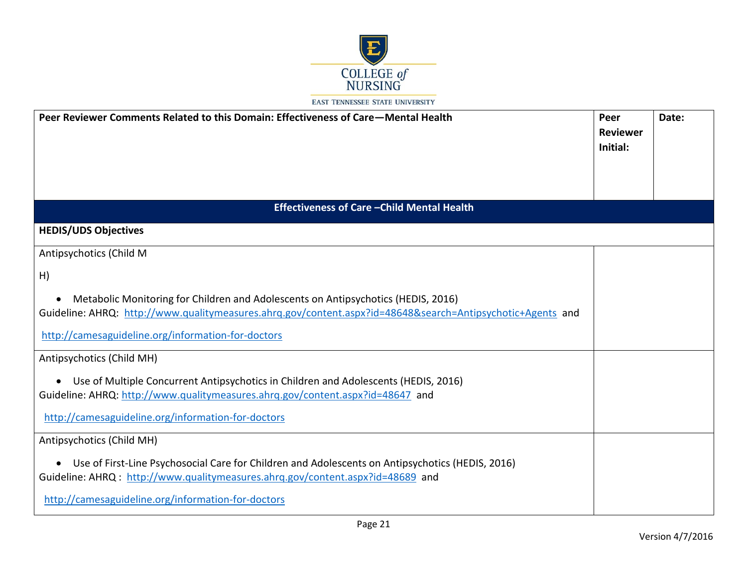| Peer Reviewer Comments Related to this Domain: Effectiveness of Care—Mental Health | Peer Reviewer Initial: | Date: |
|---|---|---|

| Effectiveness of Care –Child Mental Health | |
|---|---|
| **HEDIS/UDS Objectives** | |
| Antipsychotics (Child M<br><br>H)<br><br>• Metabolic Monitoring for Children and Adolescents on Antipsychotics (HEDIS, 2016)<br>Guideline: AHRQ: http://www.qualitymeasures.ahrq.gov/content.aspx?id=48648&search=Antipsychotic+Agents and<br><br>http://camesaguideline.org/information-for-doctors | |
| Antipsychotics (Child MH)<br><br>• Use of Multiple Concurrent Antipsychotics in Children and Adolescents (HEDIS, 2016)<br>Guideline: AHRQ: http://www.qualitymeasures.ahrq.gov/content.aspx?id=48647 and<br><br>http://camesaguideline.org/information-for-doctors | |
| Antipsychotics (Child MH)<br><br>• Use of First-Line Psychosocial Care for Children and Adolescents on Antipsychotics (HEDIS, 2016)<br>Guideline: AHRQ : http://www.qualitymeasures.ahrq.gov/content.aspx?id=48689 and<br><br>http://camesaguideline.org/information-for-doctors | |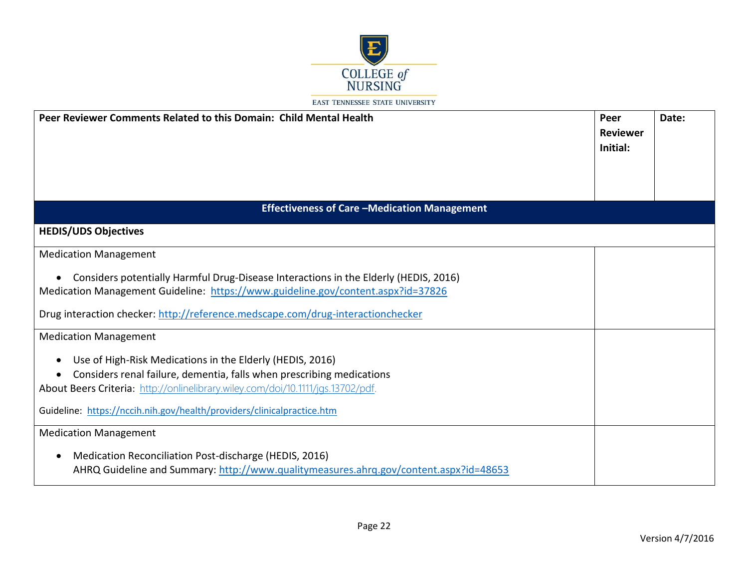| Peer Reviewer Comments Related to this Domain: Child Mental Health | Peer Reviewer Initial: | Date: |
|---|---|---|

| **Effectiveness of Care –Medication Management** | |
|---|---|
| **HEDIS/UDS Objectives** | |
| Medication Management<br><br>• Considers potentially Harmful Drug-Disease Interactions in the Elderly (HEDIS, 2016)<br>Medication Management Guideline: https://www.guideline.gov/content.aspx?id=37826<br><br>Drug interaction checker: http://reference.medscape.com/drug-interactionchecker | |
| Medication Management<br><br>• Use of High-Risk Medications in the Elderly (HEDIS, 2016)<br>• Considers renal failure, dementia, falls when prescribing medications<br>About Beers Criteria: http://onlinelibrary.wiley.com/doi/10.1111/jgs.13702/pdf.<br><br>Guideline: https://nccih.nih.gov/health/providers/clinicalpractice.htm | |
| Medication Management<br><br>• Medication Reconciliation Post-discharge (HEDIS, 2016)<br>AHRQ Guideline and Summary: http://www.qualitymeasures.ahrq.gov/content.aspx?id=48653 | |

Version 4/7/2016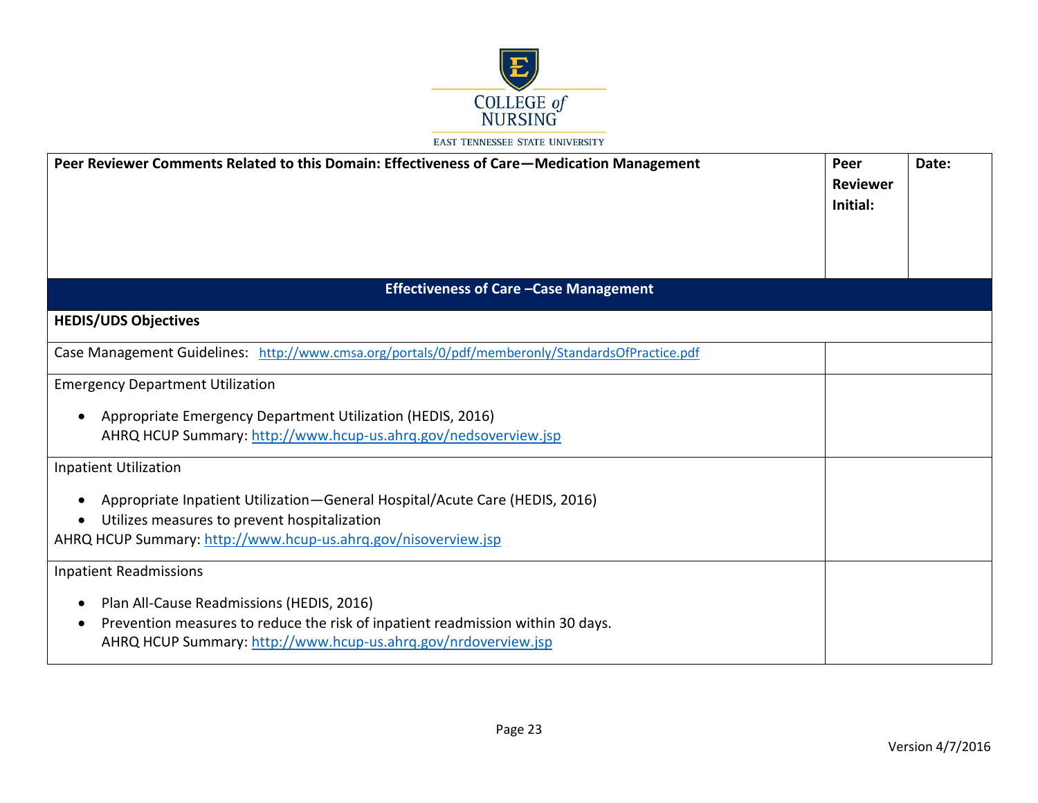| Peer Reviewer Comments Related to this Domain: Effectiveness of Care—Medication Management | Peer Reviewer Initial: | Date: |
|---|---|---|
| | | |

| Effectiveness of Care –Case Management | |
|---|---|
| **HEDIS/UDS Objectives** | |
| Case Management Guidelines: http://www.cmsa.org/portals/0/pdf/memberonly/StandardsOfPractice.pdf | |
| Emergency Department Utilization<br><br>• Appropriate Emergency Department Utilization (HEDIS, 2016)<br>AHRQ HCUP Summary: http://www.hcup-us.ahrq.gov/nedsoverview.jsp | |
| Inpatient Utilization<br><br>• Appropriate Inpatient Utilization—General Hospital/Acute Care (HEDIS, 2016)<br>• Utilizes measures to prevent hospitalization<br>AHRQ HCUP Summary: http://www.hcup-us.ahrq.gov/nisoverview.jsp | |
| Inpatient Readmissions<br><br>• Plan All-Cause Readmissions (HEDIS, 2016)<br>• Prevention measures to reduce the risk of inpatient readmission within 30 days.<br>AHRQ HCUP Summary: http://www.hcup-us.ahrq.gov/nrdoverview.jsp | |

Version 4/7/2016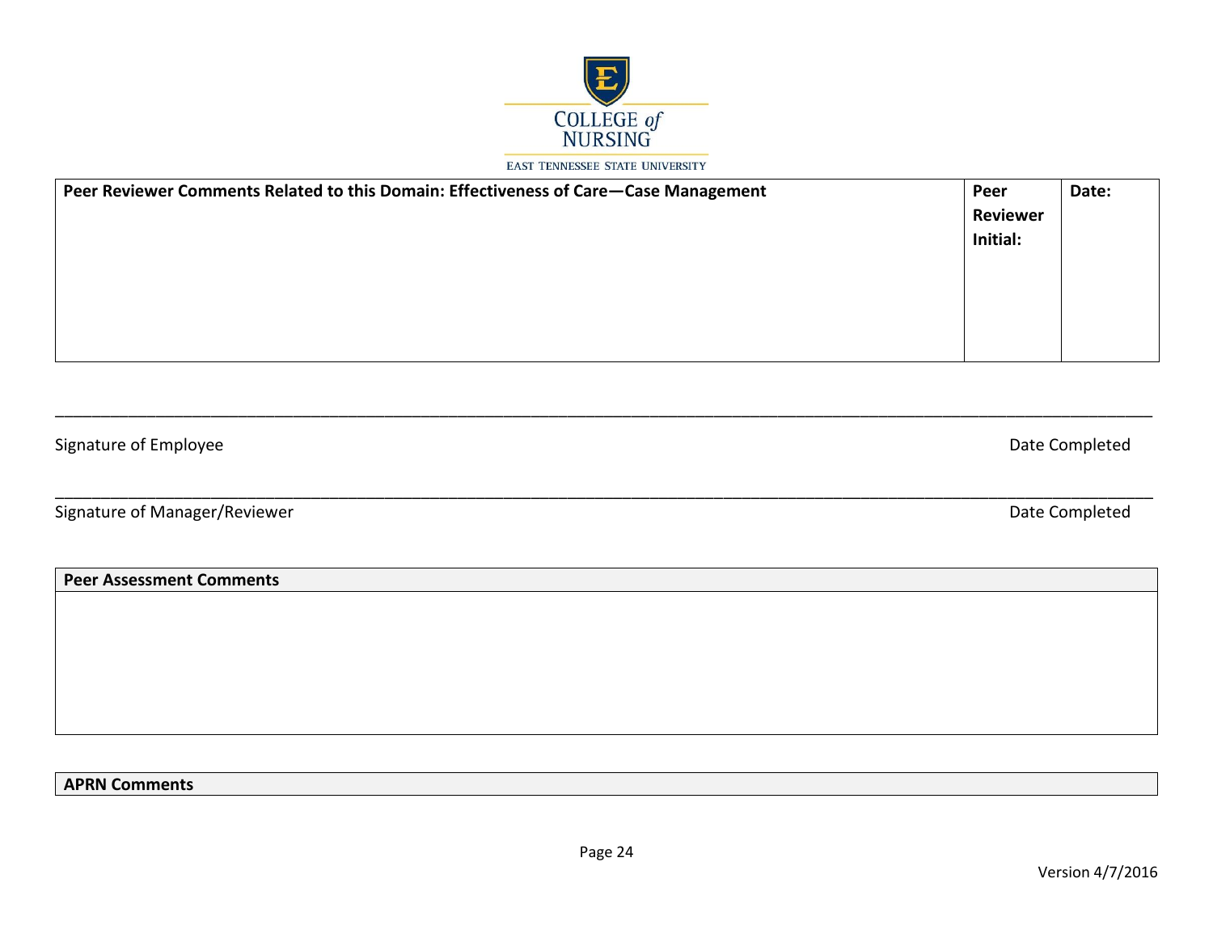| Peer Reviewer Comments Related to this Domain: Effectiveness of Care—Case Management | Peer Reviewer Initial: | Date: |
|---|---|---|
| | | |

\_\_\_\_\_\_\_\_\_\_\_\_\_\_\_\_\_\_\_\_\_\_\_\_\_\_\_\_\_\_\_\_\_\_\_\_\_\_\_\_\_\_\_\_\_\_\_\_\_\_\_\_\_\_\_\_\_\_\_\_\_\_\_\_\_\_\_\_\_\_\_\_\_\_\_\_\_\_\_\_\_\_

Signature of Employee                                                                                                                  Date Completed

\_\_\_\_\_\_\_\_\_\_\_\_\_\_\_\_\_\_\_\_\_\_\_\_\_\_\_\_\_\_\_\_\_\_\_\_\_\_\_\_\_\_\_\_\_\_\_\_\_\_\_\_\_\_\_\_\_\_\_\_\_\_\_\_\_\_\_\_\_\_\_\_\_\_\_\_\_\_\_\_\_\_

Signature of Manager/Reviewer                                                                                                      Date Completed

| Peer Assessment Comments |
|---|
| |

| APRN Comments |
|---|

Version 4/7/2016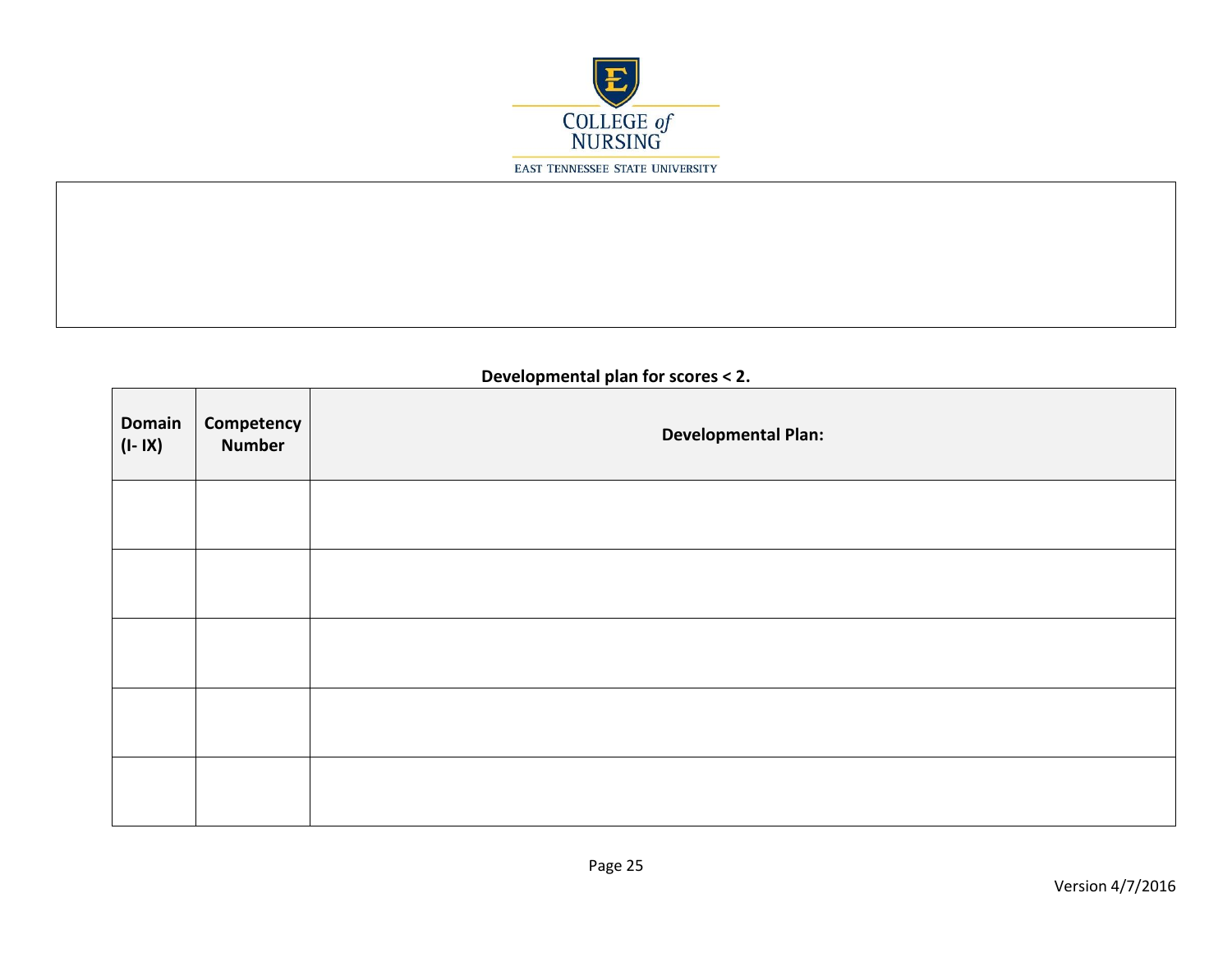**Developmental plan for scores < 2.**

| Domain (I- IX) | Competency Number | Developmental Plan: |
|---|---|---|
| | | |
| | | |
| | | |
| | | |
| | | |

Version 4/7/2016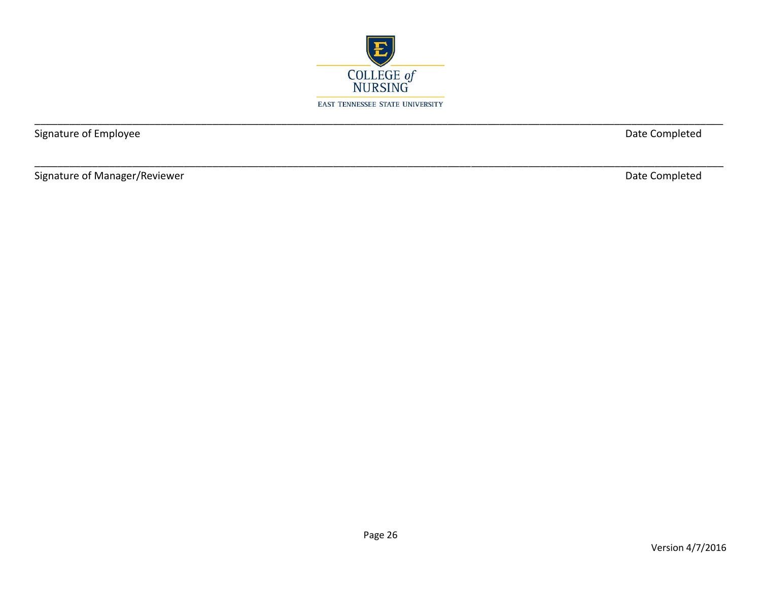COLLEGE of NURSING

EAST TENNESSEE STATE UNIVERSITY

\_\_\_\_\_\_\_\_\_\_\_\_\_\_\_\_\_\_\_\_\_\_\_\_\_\_\_\_\_\_\_\_\_\_\_\_\_\_\_\_\_\_\_\_\_\_\_\_\_\_\_\_\_\_\_\_\_\_\_\_\_\_\_\_\_\_\_\_\_\_\_\_\_\_\_\_\_\_

Signature of Employee　　　　　　　　　　　　　　　　　　　　　　　　　　　　Date Completed

\_\_\_\_\_\_\_\_\_\_\_\_\_\_\_\_\_\_\_\_\_\_\_\_\_\_\_\_\_\_\_\_\_\_\_\_\_\_\_\_\_\_\_\_\_\_\_\_\_\_\_\_\_\_\_\_\_\_\_\_\_\_\_\_\_\_\_\_\_\_\_\_\_\_\_\_\_\_

Signature of Manager/Reviewer　　　　　　　　　　　　　　　　　　　　　　　　　Date Completed

Version 4/7/2016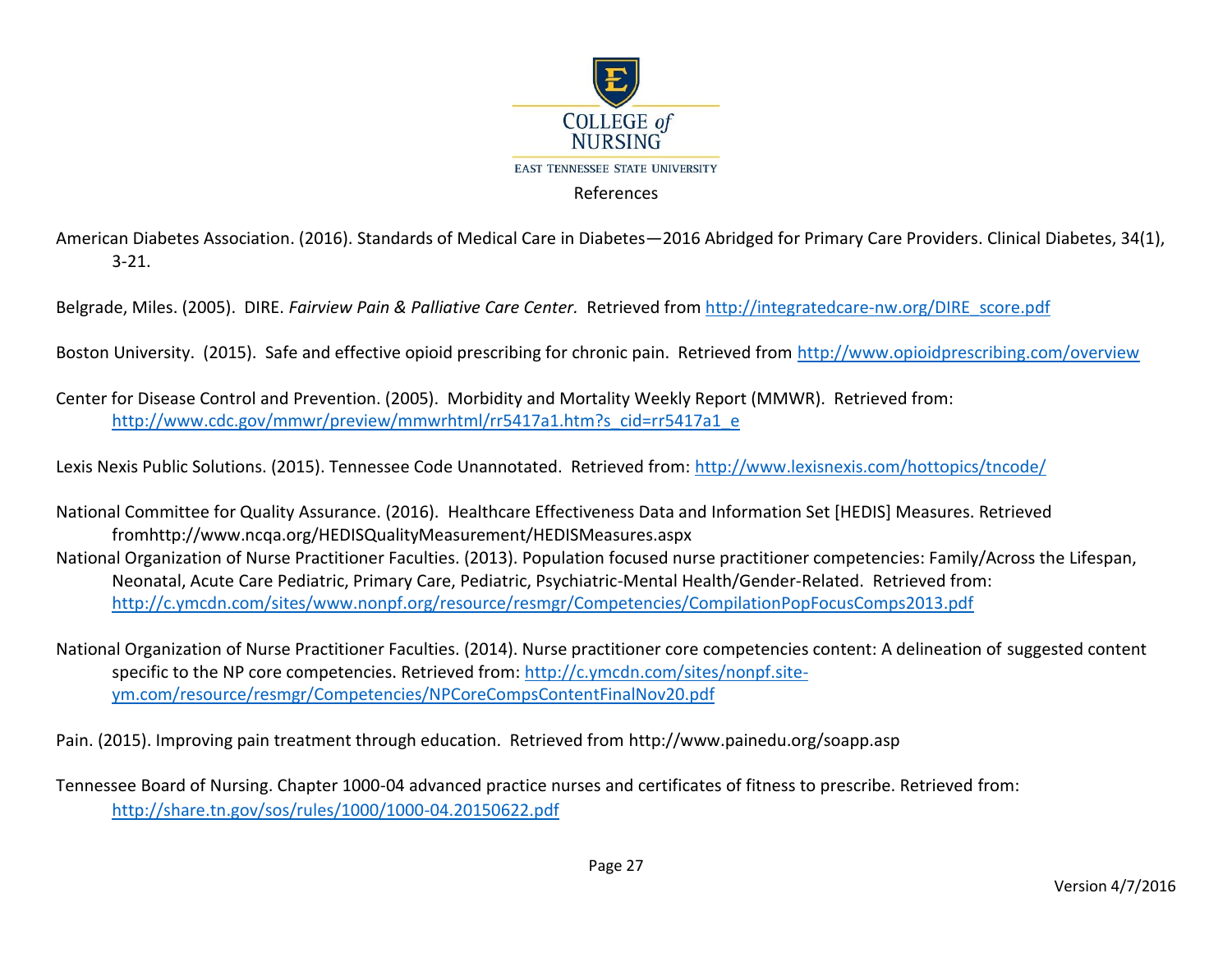# References

American Diabetes Association. (2016). Standards of Medical Care in Diabetes—2016 Abridged for Primary Care Providers. Clinical Diabetes, 34(1), 3-21.

Belgrade, Miles. (2005). DIRE. *Fairview Pain & Palliative Care Center.* Retrieved from http://integratedcare-nw.org/DIRE_score.pdf

Boston University. (2015). Safe and effective opioid prescribing for chronic pain. Retrieved from http://www.opioidprescribing.com/overview

Center for Disease Control and Prevention. (2005). Morbidity and Mortality Weekly Report (MMWR). Retrieved from: http://www.cdc.gov/mmwr/preview/mmwrhtml/rr5417a1.htm?s_cid=rr5417a1_e

Lexis Nexis Public Solutions. (2015). Tennessee Code Unannotated. Retrieved from: http://www.lexisnexis.com/hottopics/tncode/

National Committee for Quality Assurance. (2016). Healthcare Effectiveness Data and Information Set [HEDIS] Measures. Retrieved fromhttp://www.ncqa.org/HEDISQualityMeasurement/HEDISMeasures.aspx

National Organization of Nurse Practitioner Faculties. (2013). Population focused nurse practitioner competencies: Family/Across the Lifespan, Neonatal, Acute Care Pediatric, Primary Care, Pediatric, Psychiatric-Mental Health/Gender-Related. Retrieved from: http://c.ymcdn.com/sites/www.nonpf.org/resource/resmgr/Competencies/CompilationPopFocusComps2013.pdf

National Organization of Nurse Practitioner Faculties. (2014). Nurse practitioner core competencies content: A delineation of suggested content specific to the NP core competencies. Retrieved from: http://c.ymcdn.com/sites/nonpf.site-ym.com/resource/resmgr/Competencies/NPCoreCompsContentFinalNov20.pdf

Pain. (2015). Improving pain treatment through education. Retrieved from http://www.painedu.org/soapp.asp

Tennessee Board of Nursing. Chapter 1000-04 advanced practice nurses and certificates of fitness to prescribe. Retrieved from: http://share.tn.gov/sos/rules/1000/1000-04.20150622.pdf

Version 4/7/2016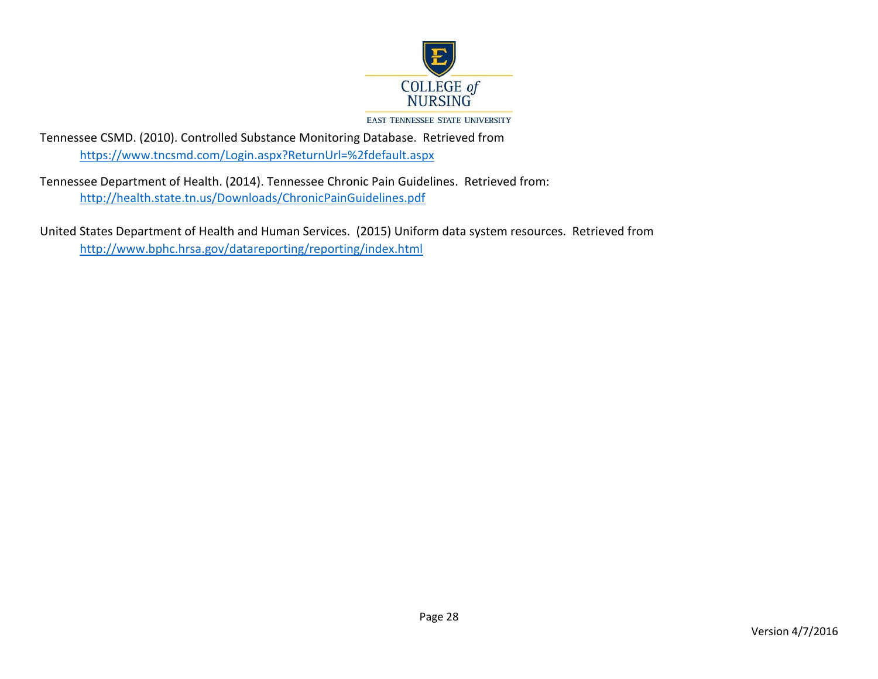Tennessee CSMD. (2010). Controlled Substance Monitoring Database. Retrieved from https://www.tncsmd.com/Login.aspx?ReturnUrl=%2fdefault.aspx

Tennessee Department of Health. (2014). Tennessee Chronic Pain Guidelines. Retrieved from: http://health.state.tn.us/Downloads/ChronicPainGuidelines.pdf

United States Department of Health and Human Services. (2015) Uniform data system resources. Retrieved from http://www.bphc.hrsa.gov/datareporting/reporting/index.html